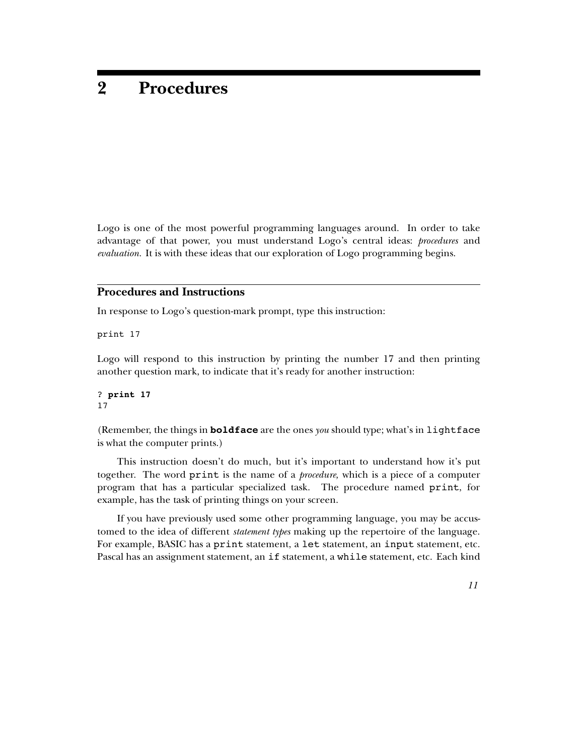# 2 Procedures

Logo is one of the most powerful programming languages around. In order to take advantage of that power, you must understand Logo's central ideas: *procedures* and *evaluation.* It is with these ideas that our exploration of Logo programming begins.

## Procedures and Instructions

In response to Logo's question-mark prompt, type this instruction:

```
print 17
```

Logo will respond to this instruction by printing the number 17 and then printing another question mark, to indicate that it's ready for another instruction:

```
? print 17
17
```

(Remember, the things in **`boldface`** are the ones *you* should type; what's in `lightface` is what the computer prints.)

This instruction doesn't do much, but it's important to understand how it's put together. The word `print` is the name of a *procedure,* which is a piece of a computer program that has a particular specialized task. The procedure named `print`, for example, has the task of printing things on your screen.

If you have previously used some other programming language, you may be accustomed to the idea of different *statement types* making up the repertoire of the language. For example, BASIC has a `print` statement, a `let` statement, an `input` statement, etc. Pascal has an assignment statement, an `if` statement, a `while` statement, etc. Each kind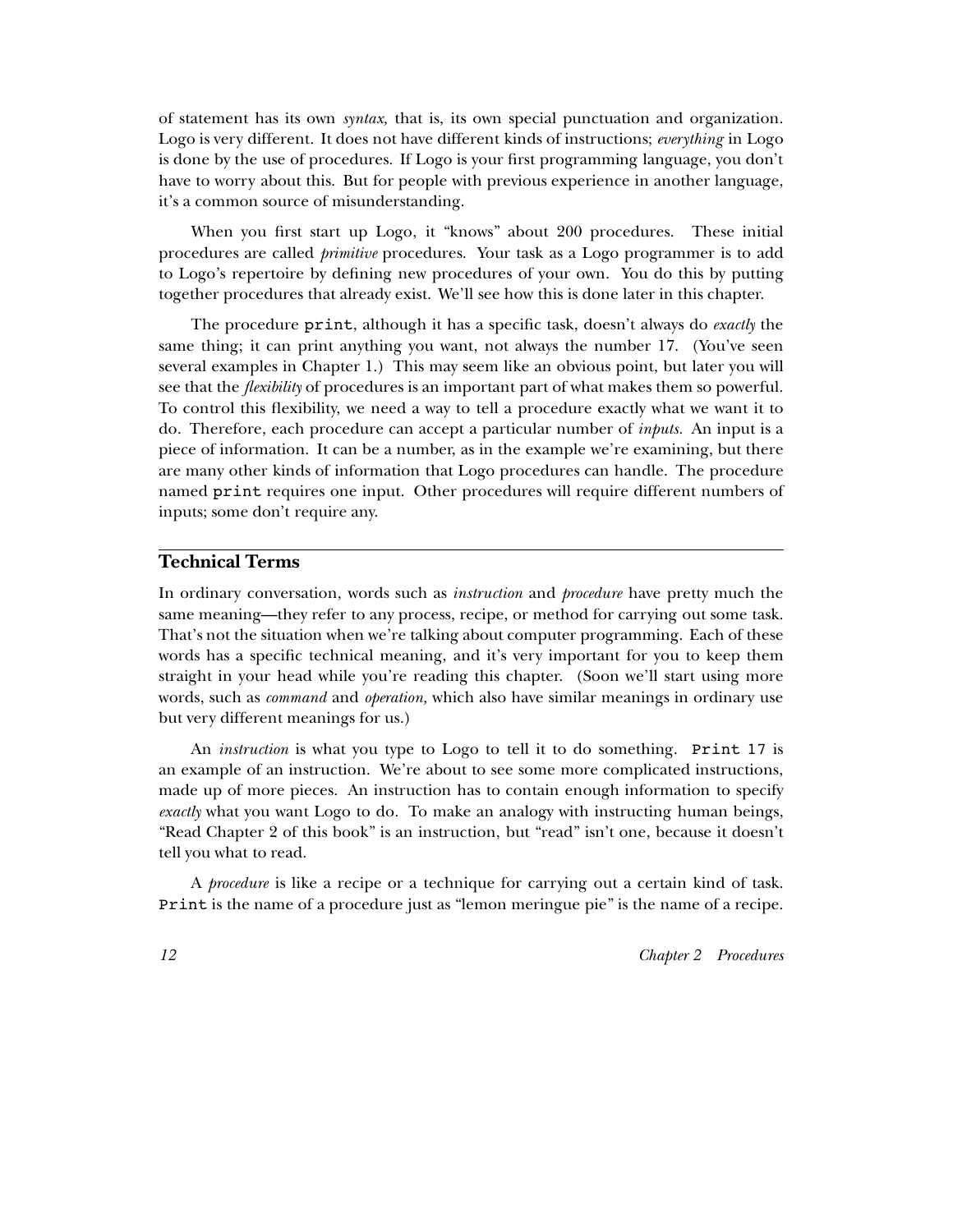of statement has its own *syntax,* that is, its own special punctuation and organization. Logo is very different. It does not have different kinds of instructions; *everything* in Logo is done by the use of procedures. If Logo is your first programming language, you don't have to worry about this. But for people with previous experience in another language, it's a common source of misunderstanding.

When you first start up Logo, it "knows" about 200 procedures. These initial procedures are called *primitive* procedures. Your task as a Logo programmer is to add to Logo's repertoire by defining new procedures of your own. You do this by putting together procedures that already exist. We'll see how this is done later in this chapter.

The procedure `print`, although it has a specific task, doesn't always do *exactly* the same thing; it can print anything you want, not always the number 17. (You've seen several examples in Chapter 1.) This may seem like an obvious point, but later you will see that the *flexibility* of procedures is an important part of what makes them so powerful. To control this flexibility, we need a way to tell a procedure exactly what we want it to do. Therefore, each procedure can accept a particular number of *inputs*. An input is a piece of information. It can be a number, as in the example we're examining, but there are many other kinds of information that Logo procedures can handle. The procedure named `print` requires one input. Other procedures will require different numbers of inputs; some don't require any.

## Technical Terms

In ordinary conversation, words such as *instruction* and *procedure* have pretty much the same meaning—they refer to any process, recipe, or method for carrying out some task. That's not the situation when we're talking about computer programming. Each of these words has a specific technical meaning, and it's very important for you to keep them straight in your head while you're reading this chapter. (Soon we'll start using more words, such as *command* and *operation,* which also have similar meanings in ordinary use but very different meanings for us.)

An *instruction* is what you type to Logo to tell it to do something. `Print 17` is an example of an instruction. We're about to see some more complicated instructions, made up of more pieces. An instruction has to contain enough information to specify *exactly* what you want Logo to do. To make an analogy with instructing human beings, "Read Chapter 2 of this book" is an instruction, but "read" isn't one, because it doesn't tell you what to read.

A *procedure* is like a recipe or a technique for carrying out a certain kind of task. `Print` is the name of a procedure just as "lemon meringue pie" is the name of a recipe.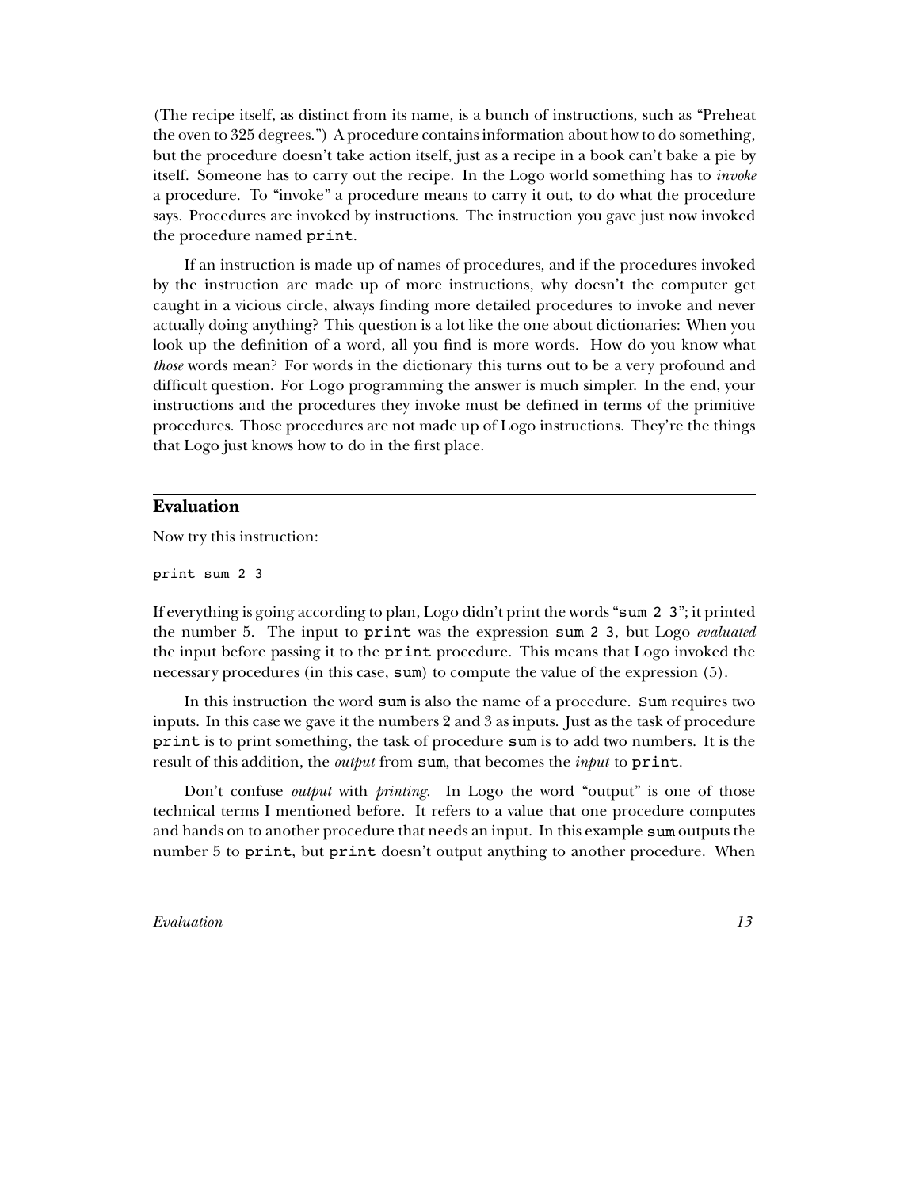(The recipe itself, as distinct from its name, is a bunch of instructions, such as "Preheat the oven to 325 degrees.") A procedure contains information about how to do something, but the procedure doesn't take action itself, just as a recipe in a book can't bake a pie by itself. Someone has to carry out the recipe. In the Logo world something has to *invoke* a procedure. To "invoke" a procedure means to carry it out, to do what the procedure says. Procedures are invoked by instructions. The instruction you gave just now invoked the procedure named `print`.

If an instruction is made up of names of procedures, and if the procedures invoked by the instruction are made up of more instructions, why doesn't the computer get caught in a vicious circle, always finding more detailed procedures to invoke and never actually doing anything? This question is a lot like the one about dictionaries: When you look up the definition of a word, all you find is more words. How do you know what *those* words mean? For words in the dictionary this turns out to be a very profound and difficult question. For Logo programming the answer is much simpler. In the end, your instructions and the procedures they invoke must be defined in terms of the primitive procedures. Those procedures are not made up of Logo instructions. They're the things that Logo just knows how to do in the first place.

## Evaluation

Now try this instruction:

```
print sum 2 3
```

If everything is going according to plan, Logo didn't print the words "`sum 2 3`"; it printed the number 5. The input to `print` was the expression `sum 2 3`, but Logo *evaluated* the input before passing it to the `print` procedure. This means that Logo invoked the necessary procedures (in this case, `sum`) to compute the value of the expression (5).

In this instruction the word `sum` is also the name of a procedure. `Sum` requires two inputs. In this case we gave it the numbers 2 and 3 as inputs. Just as the task of procedure `print` is to print something, the task of procedure `sum` is to add two numbers. It is the result of this addition, the *output* from `sum`, that becomes the *input* to `print`.

Don't confuse *output* with *printing*. In Logo the word "output" is one of those technical terms I mentioned before. It refers to a value that one procedure computes and hands on to another procedure that needs an input. In this example `sum` outputs the number 5 to `print`, but `print` doesn't output anything to another procedure. When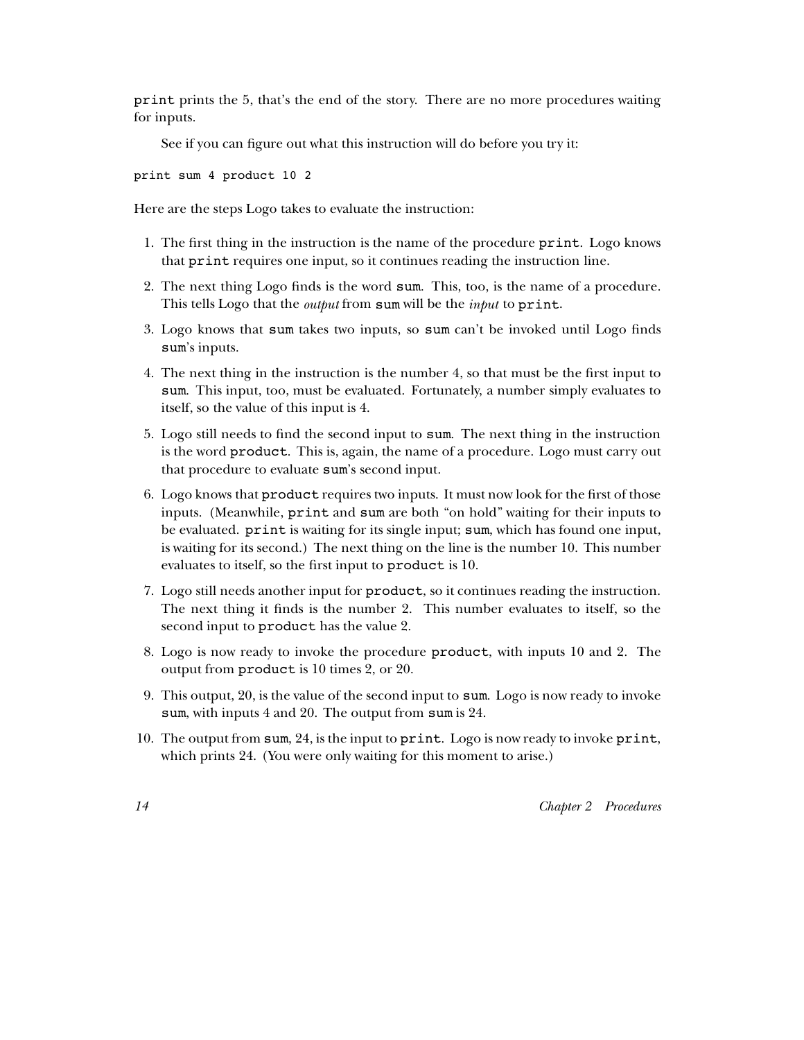`print` prints the 5, that's the end of the story. There are no more procedures waiting for inputs.

See if you can figure out what this instruction will do before you try it:

```
print sum 4 product 10 2
```

Here are the steps Logo takes to evaluate the instruction:

1. The first thing in the instruction is the name of the procedure `print`. Logo knows that `print` requires one input, so it continues reading the instruction line.
2. The next thing Logo finds is the word `sum`. This, too, is the name of a procedure. This tells Logo that the *output* from `sum` will be the *input* to `print`.
3. Logo knows that `sum` takes two inputs, so `sum` can't be invoked until Logo finds `sum`'s inputs.
4. The next thing in the instruction is the number 4, so that must be the first input to `sum`. This input, too, must be evaluated. Fortunately, a number simply evaluates to itself, so the value of this input is 4.
5. Logo still needs to find the second input to `sum`. The next thing in the instruction is the word `product`. This is, again, the name of a procedure. Logo must carry out that procedure to evaluate `sum`'s second input.
6. Logo knows that `product` requires two inputs. It must now look for the first of those inputs. (Meanwhile, `print` and `sum` are both "on hold" waiting for their inputs to be evaluated. `print` is waiting for its single input; `sum`, which has found one input, is waiting for its second.) The next thing on the line is the number 10. This number evaluates to itself, so the first input to `product` is 10.
7. Logo still needs another input for `product`, so it continues reading the instruction. The next thing it finds is the number 2. This number evaluates to itself, so the second input to `product` has the value 2.
8. Logo is now ready to invoke the procedure `product`, with inputs 10 and 2. The output from `product` is 10 times 2, or 20.
9. This output, 20, is the value of the second input to `sum`. Logo is now ready to invoke `sum`, with inputs 4 and 20. The output from `sum` is 24.
10. The output from `sum`, 24, is the input to `print`. Logo is now ready to invoke `print`, which prints 24. (You were only waiting for this moment to arise.)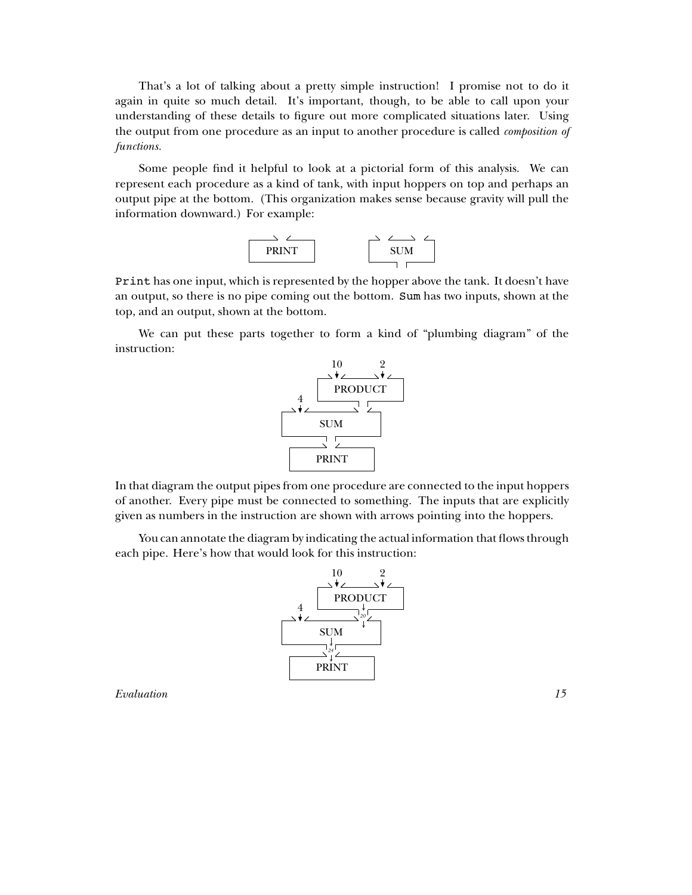That's a lot of talking about a pretty simple instruction! I promise not to do it again in quite so much detail. It's important, though, to be able to call upon your understanding of these details to figure out more complicated situations later. Using the output from one procedure as an input to another procedure is called *composition of functions*.

Some people find it helpful to look at a pictorial form of this analysis. We can represent each procedure as a kind of tank, with input hoppers on top and perhaps an output pipe at the bottom. (This organization makes sense because gravity will pull the information downward.) For example:

`Print` has one input, which is represented by the hopper above the tank. It doesn't have an output, so there is no pipe coming out the bottom. `Sum` has two inputs, shown at the top, and an output, shown at the bottom.

We can put these parts together to form a kind of "plumbing diagram" of the instruction:

In that diagram the output pipes from one procedure are connected to the input hoppers of another. Every pipe must be connected to something. The inputs that are explicitly given as numbers in the instruction are shown with arrows pointing into the hoppers.

You can annotate the diagram by indicating the actual information that flows through each pipe. Here's how that would look for this instruction: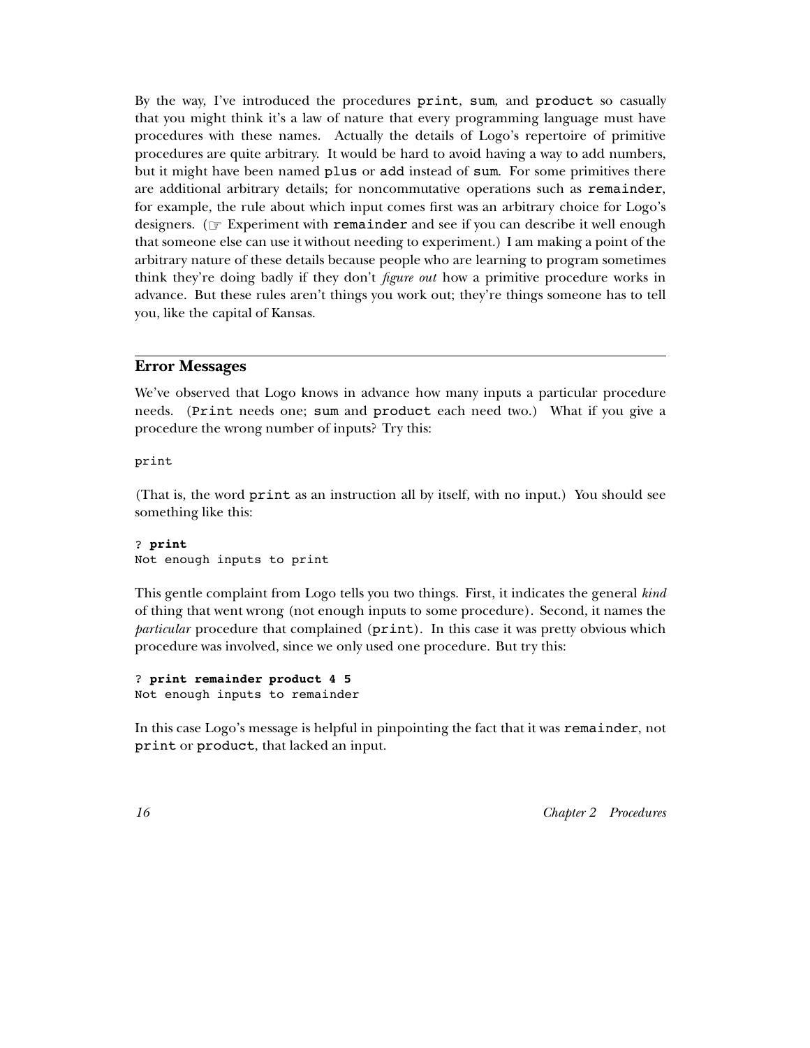By the way, I've introduced the procedures `print`, `sum`, and `product` so casually that you might think it's a law of nature that every programming language must have procedures with these names. Actually the details of Logo's repertoire of primitive procedures are quite arbitrary. It would be hard to avoid having a way to add numbers, but it might have been named `plus` or `add` instead of `sum`. For some primitives there are additional arbitrary details; for noncommutative operations such as `remainder`, for example, the rule about which input comes first was an arbitrary choice for Logo's designers. (☞ Experiment with `remainder` and see if you can describe it well enough that someone else can use it without needing to experiment.) I am making a point of the arbitrary nature of these details because people who are learning to program sometimes think they're doing badly if they don't *figure out* how a primitive procedure works in advance. But these rules aren't things you work out; they're things someone has to tell you, like the capital of Kansas.

## Error Messages

We've observed that Logo knows in advance how many inputs a particular procedure needs. (`Print` needs one; `sum` and `product` each need two.) What if you give a procedure the wrong number of inputs? Try this:

```
print
```

(That is, the word `print` as an instruction all by itself, with no input.) You should see something like this:

```
? print
Not enough inputs to print
```

This gentle complaint from Logo tells you two things. First, it indicates the general *kind* of thing that went wrong (not enough inputs to some procedure). Second, it names the *particular* procedure that complained (`print`). In this case it was pretty obvious which procedure was involved, since we only used one procedure. But try this:

```
? print remainder product 4 5
Not enough inputs to remainder
```

In this case Logo's message is helpful in pinpointing the fact that it was `remainder`, not `print` or `product`, that lacked an input.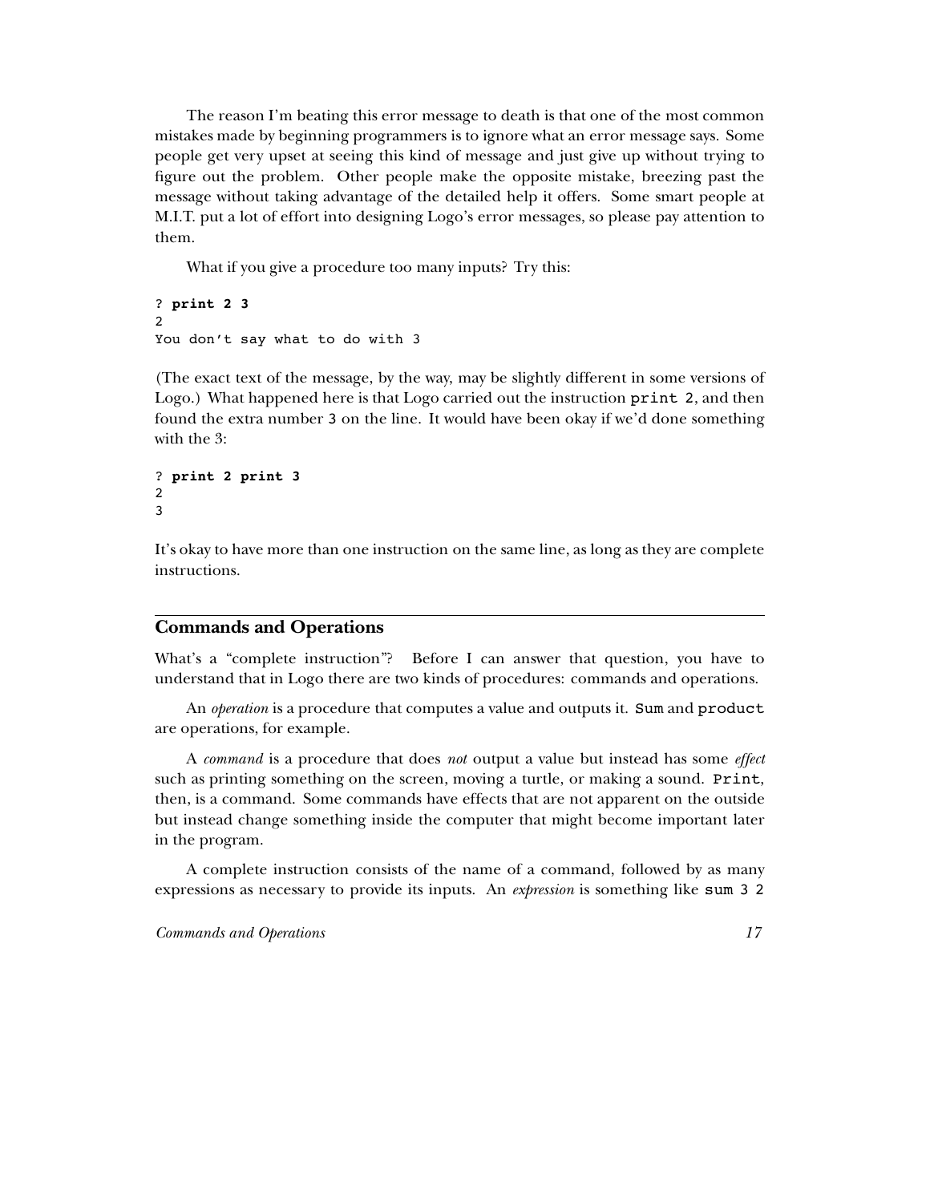The reason I'm beating this error message to death is that one of the most common mistakes made by beginning programmers is to ignore what an error message says. Some people get very upset at seeing this kind of message and just give up without trying to figure out the problem. Other people make the opposite mistake, breezing past the message without taking advantage of the detailed help it offers. Some smart people at M.I.T. put a lot of effort into designing Logo's error messages, so please pay attention to them.

What if you give a procedure too many inputs? Try this:

```
? print 2 3
2
You don't say what to do with 3
```

(The exact text of the message, by the way, may be slightly different in some versions of Logo.) What happened here is that Logo carried out the instruction `print 2`, and then found the extra number `3` on the line. It would have been okay if we'd done something with the 3:

```
? print 2 print 3
2
3
```

It's okay to have more than one instruction on the same line, as long as they are complete instructions.

## Commands and Operations

What's a "complete instruction"? Before I can answer that question, you have to understand that in Logo there are two kinds of procedures: commands and operations.

An *operation* is a procedure that computes a value and outputs it. `Sum` and `product` are operations, for example.

A *command* is a procedure that does *not* output a value but instead has some *effect* such as printing something on the screen, moving a turtle, or making a sound. `Print`, then, is a command. Some commands have effects that are not apparent on the outside but instead change something inside the computer that might become important later in the program.

A complete instruction consists of the name of a command, followed by as many expressions as necessary to provide its inputs. An *expression* is something like `sum 3 2`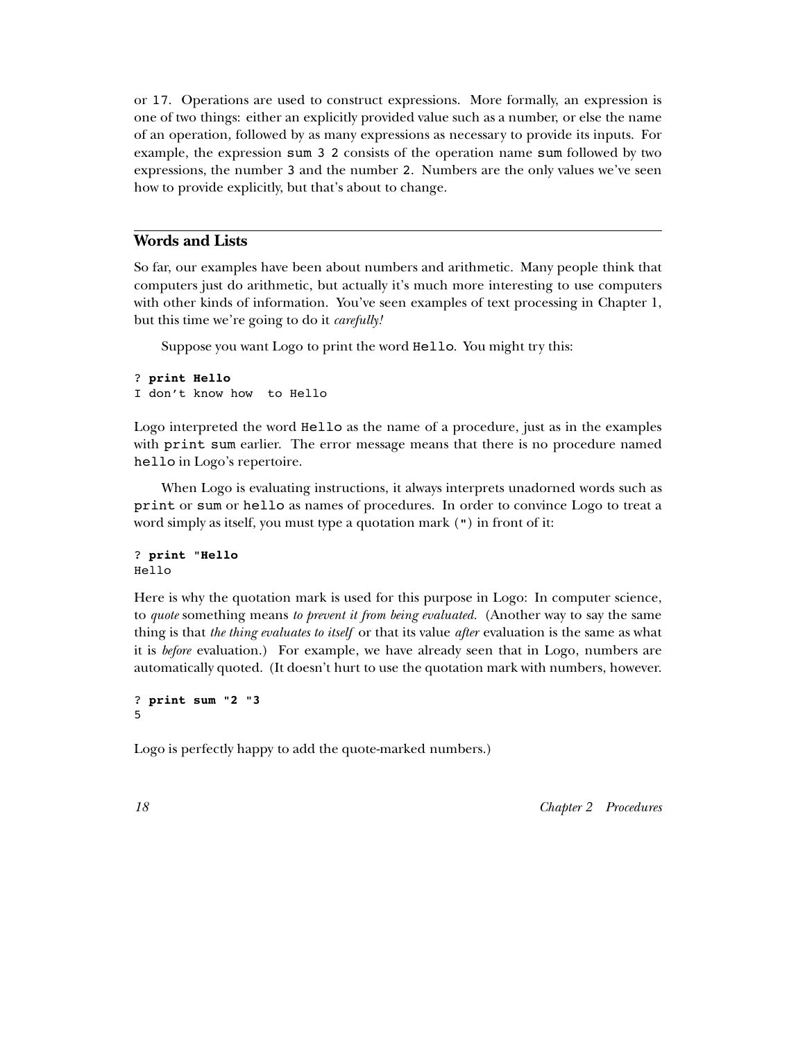or 17. Operations are used to construct expressions. More formally, an expression is one of two things: either an explicitly provided value such as a number, or else the name of an operation, followed by as many expressions as necessary to provide its inputs. For example, the expression `sum 3 2` consists of the operation name `sum` followed by two expressions, the number `3` and the number `2`. Numbers are the only values we've seen how to provide explicitly, but that's about to change.

## Words and Lists

So far, our examples have been about numbers and arithmetic. Many people think that computers just do arithmetic, but actually it's much more interesting to use computers with other kinds of information. You've seen examples of text processing in Chapter 1, but this time we're going to do it *carefully!*

Suppose you want Logo to print the word `Hello`. You might try this:

```
? print Hello
I don't know how  to Hello
```

Logo interpreted the word `Hello` as the name of a procedure, just as in the examples with `print sum` earlier. The error message means that there is no procedure named `hello` in Logo's repertoire.

When Logo is evaluating instructions, it always interprets unadorned words such as `print` or `sum` or `hello` as names of procedures. In order to convince Logo to treat a word simply as itself, you must type a quotation mark (`"`) in front of it:

```
? print "Hello
Hello
```

Here is why the quotation mark is used for this purpose in Logo: In computer science, to *quote* something means *to prevent it from being evaluated.* (Another way to say the same thing is that *the thing evaluates to itself* or that its value *after* evaluation is the same as what it is *before* evaluation.) For example, we have already seen that in Logo, numbers are automatically quoted. (It doesn't hurt to use the quotation mark with numbers, however.

```
? print sum "2 "3
5
```

Logo is perfectly happy to add the quote-marked numbers.)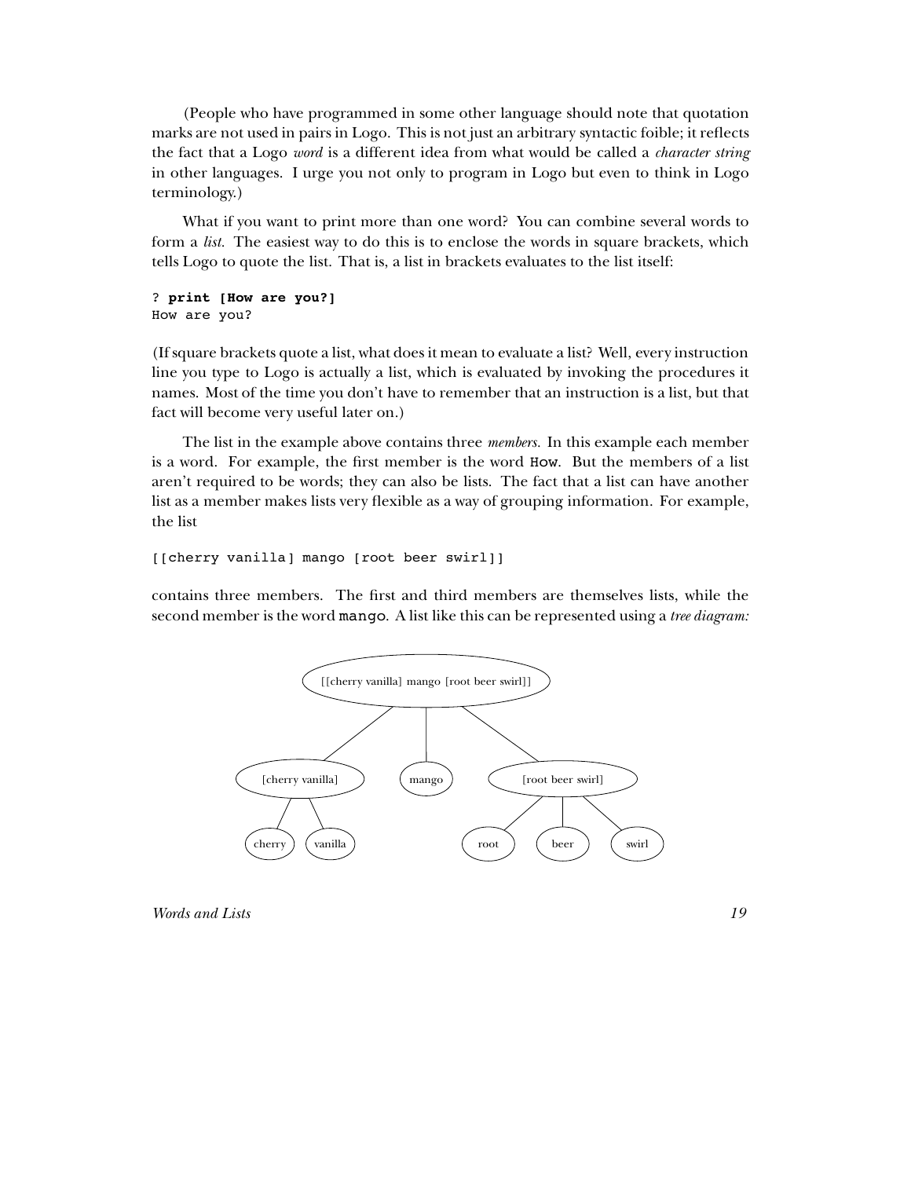(People who have programmed in some other language should note that quotation marks are not used in pairs in Logo. This is not just an arbitrary syntactic foible; it reflects the fact that a Logo *word* is a different idea from what would be called a *character string* in other languages. I urge you not only to program in Logo but even to think in Logo terminology.)

What if you want to print more than one word? You can combine several words to form a *list*. The easiest way to do this is to enclose the words in square brackets, which tells Logo to quote the list. That is, a list in brackets evaluates to the list itself:

```
? print [How are you?]
How are you?
```

(If square brackets quote a list, what does it mean to evaluate a list? Well, every instruction line you type to Logo is actually a list, which is evaluated by invoking the procedures it names. Most of the time you don't have to remember that an instruction is a list, but that fact will become very useful later on.)

The list in the example above contains three *members*. In this example each member is a word. For example, the first member is the word `How`. But the members of a list aren't required to be words; they can also be lists. The fact that a list can have another list as a member makes lists very flexible as a way of grouping information. For example, the list

```
[[cherry vanilla] mango [root beer swirl]]
```

contains three members. The first and third members are themselves lists, while the second member is the word `mango`. A list like this can be represented using a *tree diagram:*

[[cherry vanilla] mango [root beer swirl]]

[cherry vanilla]

mango

[root beer swirl]

cherry

vanilla

root

beer

swirl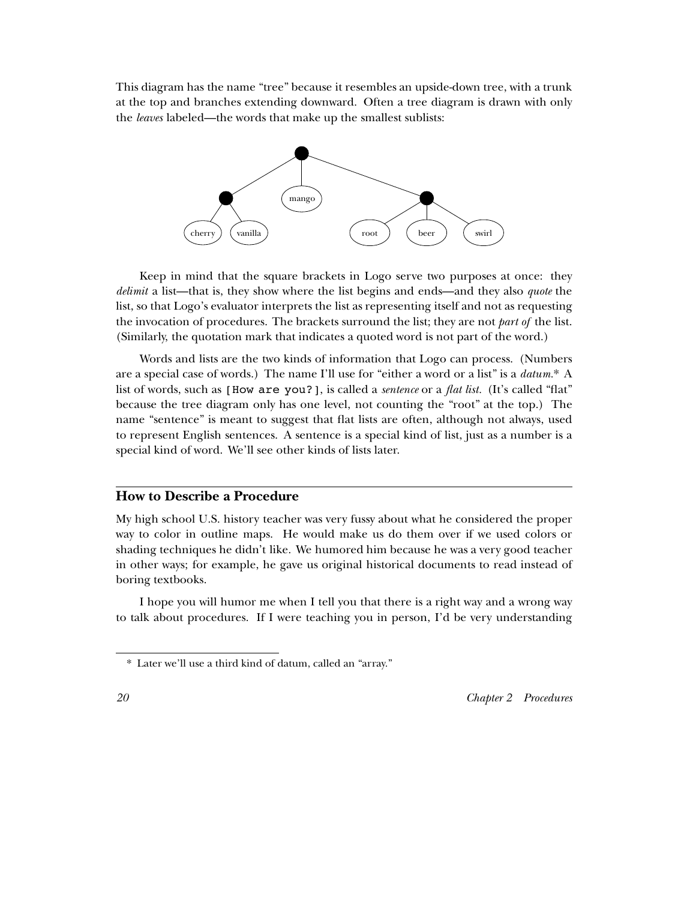This diagram has the name "tree" because it resembles an upside-down tree, with a trunk at the top and branches extending downward. Often a tree diagram is drawn with only the *leaves* labeled—the words that make up the smallest sublists:

mango

cherry vanilla root beer swirl

Keep in mind that the square brackets in Logo serve two purposes at once: they *delimit* a list—that is, they show where the list begins and ends—and they also *quote* the list, so that Logo's evaluator interprets the list as representing itself and not as requesting the invocation of procedures. The brackets surround the list; they are not *part of* the list. (Similarly, the quotation mark that indicates a quoted word is not part of the word.)

Words and lists are the two kinds of information that Logo can process. (Numbers are a special case of words.) The name I'll use for "either a word or a list" is a *datum*.* A list of words, such as `[How are you?]`, is called a *sentence* or a *flat list*. (It's called "flat" because the tree diagram only has one level, not counting the "root" at the top.) The name "sentence" is meant to suggest that flat lists are often, although not always, used to represent English sentences. A sentence is a special kind of list, just as a number is a special kind of word. We'll see other kinds of lists later.

## How to Describe a Procedure

My high school U.S. history teacher was very fussy about what he considered the proper way to color in outline maps. He would make us do them over if we used colors or shading techniques he didn't like. We humored him because he was a very good teacher in other ways; for example, he gave us original historical documents to read instead of boring textbooks.

I hope you will humor me when I tell you that there is a right way and a wrong way to talk about procedures. If I were teaching you in person, I'd be very understanding

* Later we'll use a third kind of datum, called an "array."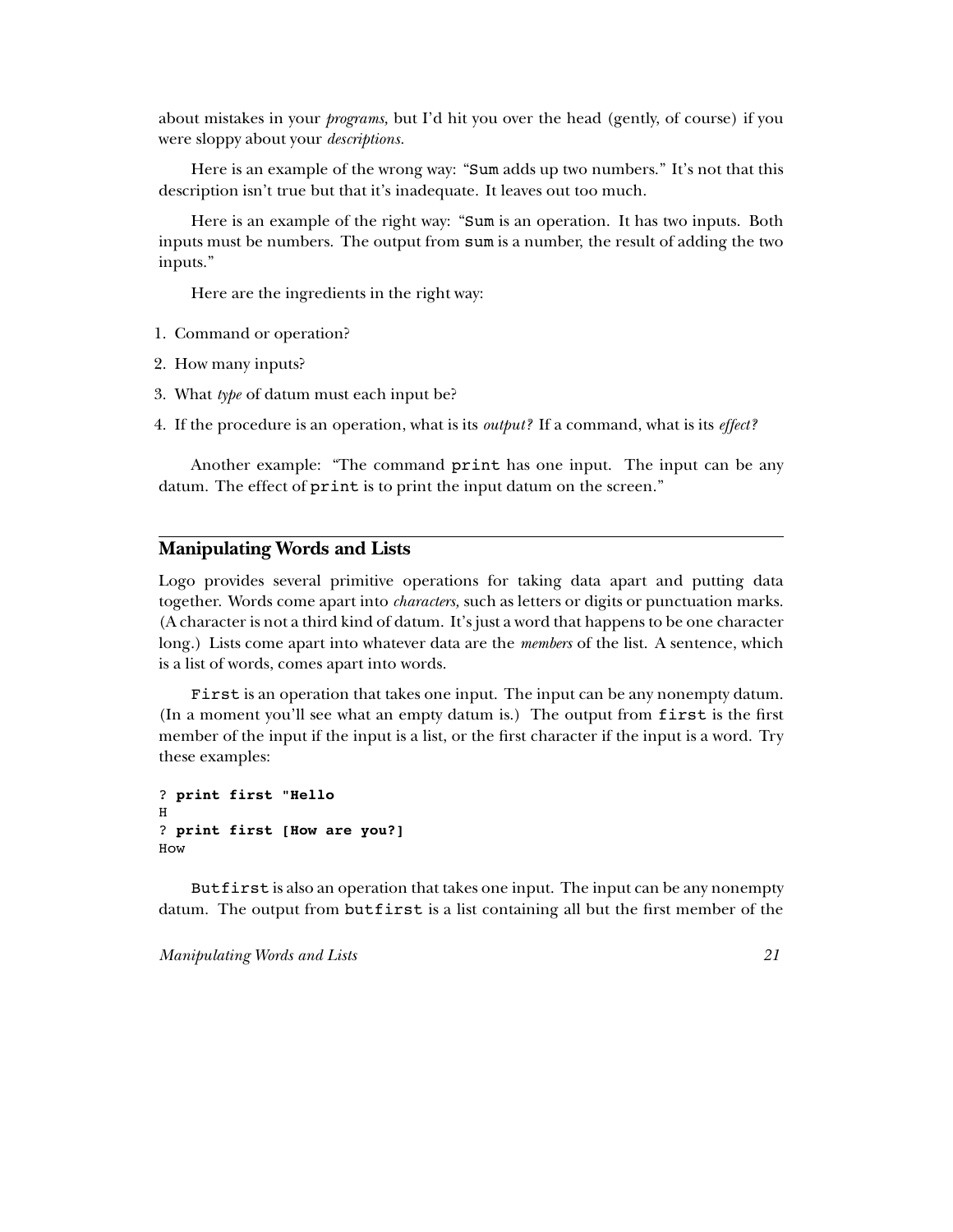about mistakes in your *programs,* but I'd hit you over the head (gently, of course) if you were sloppy about your *descriptions.*

Here is an example of the wrong way: "`Sum` adds up two numbers." It's not that this description isn't true but that it's inadequate. It leaves out too much.

Here is an example of the right way: "`Sum` is an operation. It has two inputs. Both inputs must be numbers. The output from `sum` is a number, the result of adding the two inputs."

Here are the ingredients in the right way:

1. Command or operation?
2. How many inputs?
3. What *type* of datum must each input be?
4. If the procedure is an operation, what is its *output?* If a command, what is its *effect?*

Another example: "The command `print` has one input. The input can be any datum. The effect of `print` is to print the input datum on the screen."

## Manipulating Words and Lists

Logo provides several primitive operations for taking data apart and putting data together. Words come apart into *characters,* such as letters or digits or punctuation marks. (A character is not a third kind of datum. It's just a word that happens to be one character long.) Lists come apart into whatever data are the *members* of the list. A sentence, which is a list of words, comes apart into words.

`First` is an operation that takes one input. The input can be any nonempty datum. (In a moment you'll see what an empty datum is.) The output from `first` is the first member of the input if the input is a list, or the first character if the input is a word. Try these examples:

```
? print first "Hello
H
? print first [How are you?]
How
```

`Butfirst` is also an operation that takes one input. The input can be any nonempty datum. The output from `butfirst` is a list containing all but the first member of the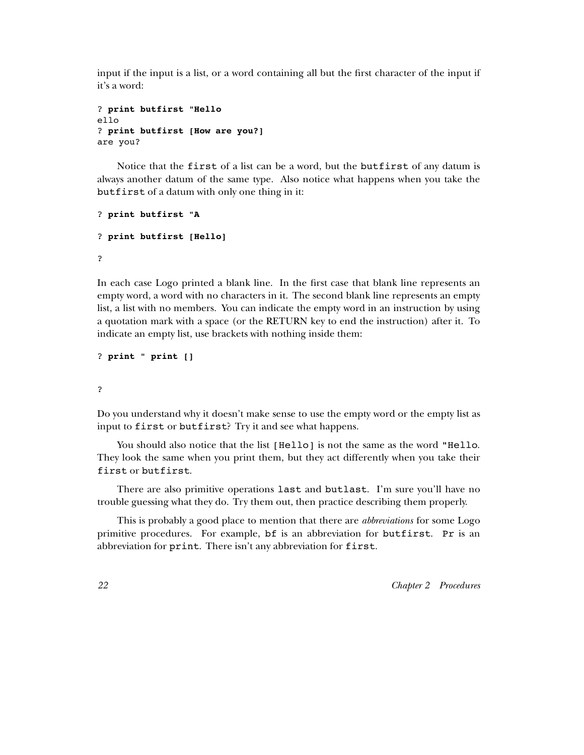input if the input is a list, or a word containing all but the first character of the input if it's a word:

```
? print butfirst "Hello
ello
? print butfirst [How are you?]
are you?
```

Notice that the `first` of a list can be a word, but the `butfirst` of any datum is always another datum of the same type. Also notice what happens when you take the `butfirst` of a datum with only one thing in it:

```
? print butfirst "A

? print butfirst [Hello]

?
```

In each case Logo printed a blank line. In the first case that blank line represents an empty word, a word with no characters in it. The second blank line represents an empty list, a list with no members. You can indicate the empty word in an instruction by using a quotation mark with a space (or the RETURN key to end the instruction) after it. To indicate an empty list, use brackets with nothing inside them:

```
? print " print []


?
```

Do you understand why it doesn't make sense to use the empty word or the empty list as input to `first` or `butfirst`? Try it and see what happens.

You should also notice that the list `[Hello]` is not the same as the word `"Hello`. They look the same when you print them, but they act differently when you take their `first` or `butfirst`.

There are also primitive operations `last` and `butlast`. I'm sure you'll have no trouble guessing what they do. Try them out, then practice describing them properly.

This is probably a good place to mention that there are *abbreviations* for some Logo primitive procedures. For example, `bf` is an abbreviation for `butfirst`. `Pr` is an abbreviation for `print`. There isn't any abbreviation for `first`.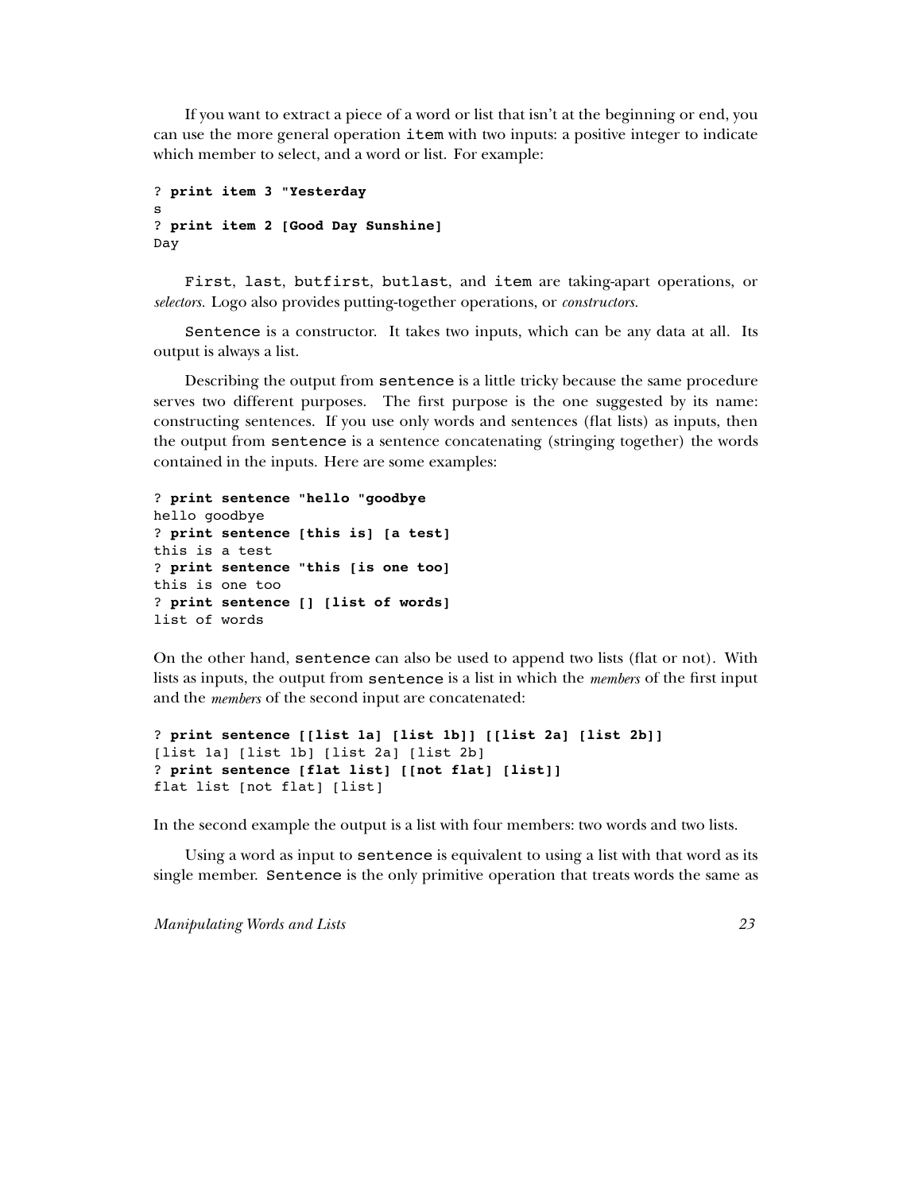If you want to extract a piece of a word or list that isn't at the beginning or end, you can use the more general operation `item` with two inputs: a positive integer to indicate which member to select, and a word or list. For example:

```
? print item 3 "Yesterday
s
? print item 2 [Good Day Sunshine]
Day
```

`First`, `last`, `butfirst`, `butlast`, and `item` are taking-apart operations, or *selectors*. Logo also provides putting-together operations, or *constructors*.

`Sentence` is a constructor. It takes two inputs, which can be any data at all. Its output is always a list.

Describing the output from `sentence` is a little tricky because the same procedure serves two different purposes. The first purpose is the one suggested by its name: constructing sentences. If you use only words and sentences (flat lists) as inputs, then the output from `sentence` is a sentence concatenating (stringing together) the words contained in the inputs. Here are some examples:

```
? print sentence "hello "goodbye
hello goodbye
? print sentence [this is] [a test]
this is a test
? print sentence "this [is one too]
this is one too
? print sentence [] [list of words]
list of words
```

On the other hand, `sentence` can also be used to append two lists (flat or not). With lists as inputs, the output from `sentence` is a list in which the *members* of the first input and the *members* of the second input are concatenated:

```
? print sentence [[list 1a] [list 1b]] [[list 2a] [list 2b]]
[list 1a] [list 1b] [list 2a] [list 2b]
? print sentence [flat list] [[not flat] [list]]
flat list [not flat] [list]
```

In the second example the output is a list with four members: two words and two lists.

Using a word as input to `sentence` is equivalent to using a list with that word as its single member. `Sentence` is the only primitive operation that treats words the same as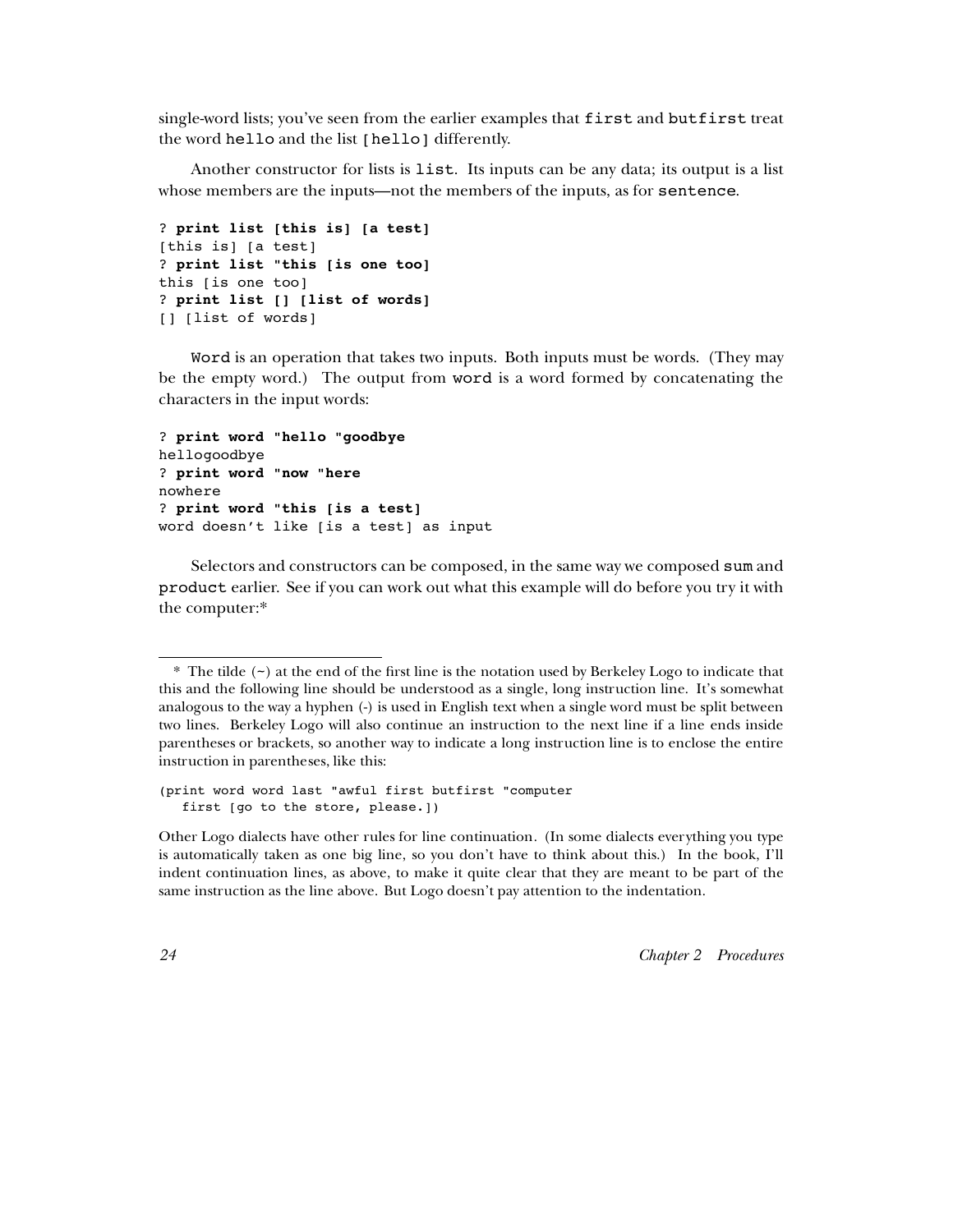single-word lists; you've seen from the earlier examples that `first` and `butfirst` treat the word `hello` and the list `[hello]` differently.

Another constructor for lists is `list`. Its inputs can be any data; its output is a list whose members are the inputs—not the members of the inputs, as for `sentence`.

```
? print list [this is] [a test]
[this is] [a test]
? print list "this [is one too]
this [is one too]
? print list [] [list of words]
[] [list of words]
```

`Word` is an operation that takes two inputs. Both inputs must be words. (They may be the empty word.) The output from `word` is a word formed by concatenating the characters in the input words:

```
? print word "hello "goodbye
hellogoodbye
? print word "now "here
nowhere
? print word "this [is a test]
word doesn't like [is a test] as input
```

Selectors and constructors can be composed, in the same way we composed `sum` and `product` earlier. See if you can work out what this example will do before you try it with the computer:*

---

* The tilde (~) at the end of the first line is the notation used by Berkeley Logo to indicate that this and the following line should be understood as a single, long instruction line. It's somewhat analogous to the way a hyphen (-) is used in English text when a single word must be split between two lines. Berkeley Logo will also continue an instruction to the next line if a line ends inside parentheses or brackets, so another way to indicate a long instruction line is to enclose the entire instruction in parentheses, like this:

```
(print word word last "awful first butfirst "computer
   first [go to the store, please.])
```

Other Logo dialects have other rules for line continuation. (In some dialects everything you type is automatically taken as one big line, so you don't have to think about this.) In the book, I'll indent continuation lines, as above, to make it quite clear that they are meant to be part of the same instruction as the line above. But Logo doesn't pay attention to the indentation.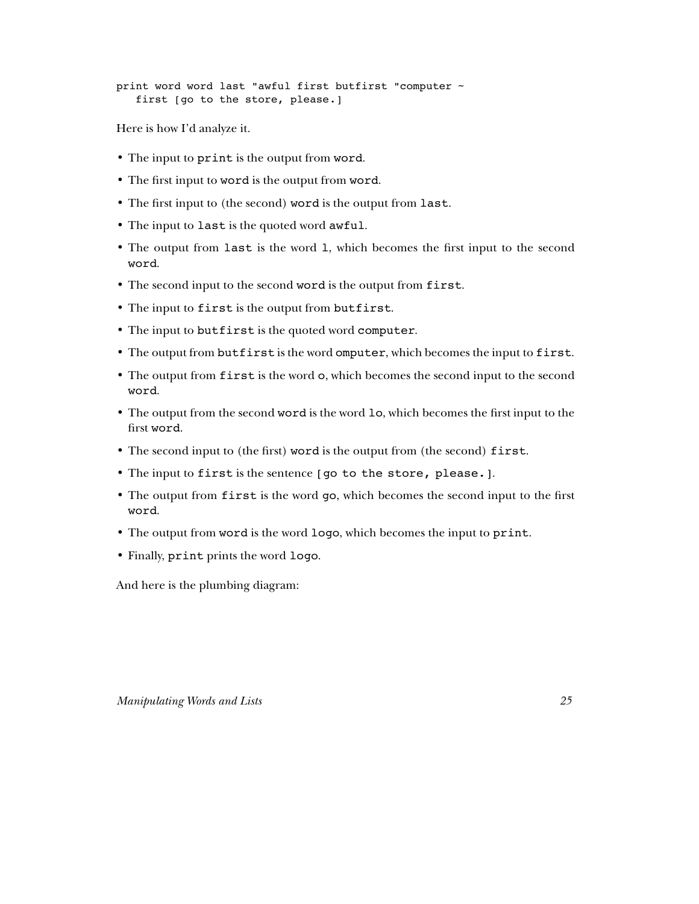```
print word word last "awful first butfirst "computer ~
   first [go to the store, please.]
```

Here is how I'd analyze it.

- The input to `print` is the output from `word`.
- The first input to `word` is the output from `word`.
- The first input to (the second) `word` is the output from `last`.
- The input to `last` is the quoted word `awful`.
- The output from `last` is the word `l`, which becomes the first input to the second `word`.
- The second input to the second `word` is the output from `first`.
- The input to `first` is the output from `butfirst`.
- The input to `butfirst` is the quoted word `computer`.
- The output from `butfirst` is the word `omputer`, which becomes the input to `first`.
- The output from `first` is the word `o`, which becomes the second input to the second `word`.
- The output from the second `word` is the word `lo`, which becomes the first input to the first `word`.
- The second input to (the first) `word` is the output from (the second) `first`.
- The input to `first` is the sentence `[go to the store, please.]`.
- The output from `first` is the word `go`, which becomes the second input to the first `word`.
- The output from `word` is the word `logo`, which becomes the input to `print`.
- Finally, `print` prints the word `logo`.

And here is the plumbing diagram: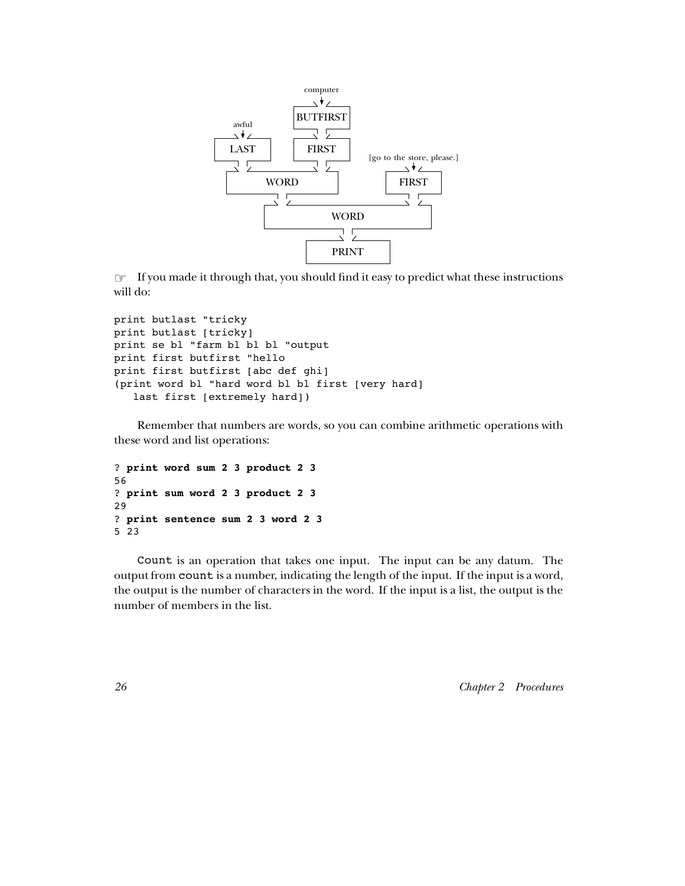☞ If you made it through that, you should find it easy to predict what these instructions will do:

```
print butlast "tricky
print butlast [tricky]
print se bl "farm bl bl bl "output
print first butfirst "hello
print first butfirst [abc def ghi]
(print word bl "hard word bl bl first [very hard]
   last first [extremely hard])
```

Remember that numbers are words, so you can combine arithmetic operations with these word and list operations:

```
? print word sum 2 3 product 2 3
56
? print sum word 2 3 product 2 3
29
? print sentence sum 2 3 word 2 3
5 23
```

`Count` is an operation that takes one input. The input can be any datum. The output from `count` is a number, indicating the length of the input. If the input is a word, the output is the number of characters in the word. If the input is a list, the output is the number of members in the list.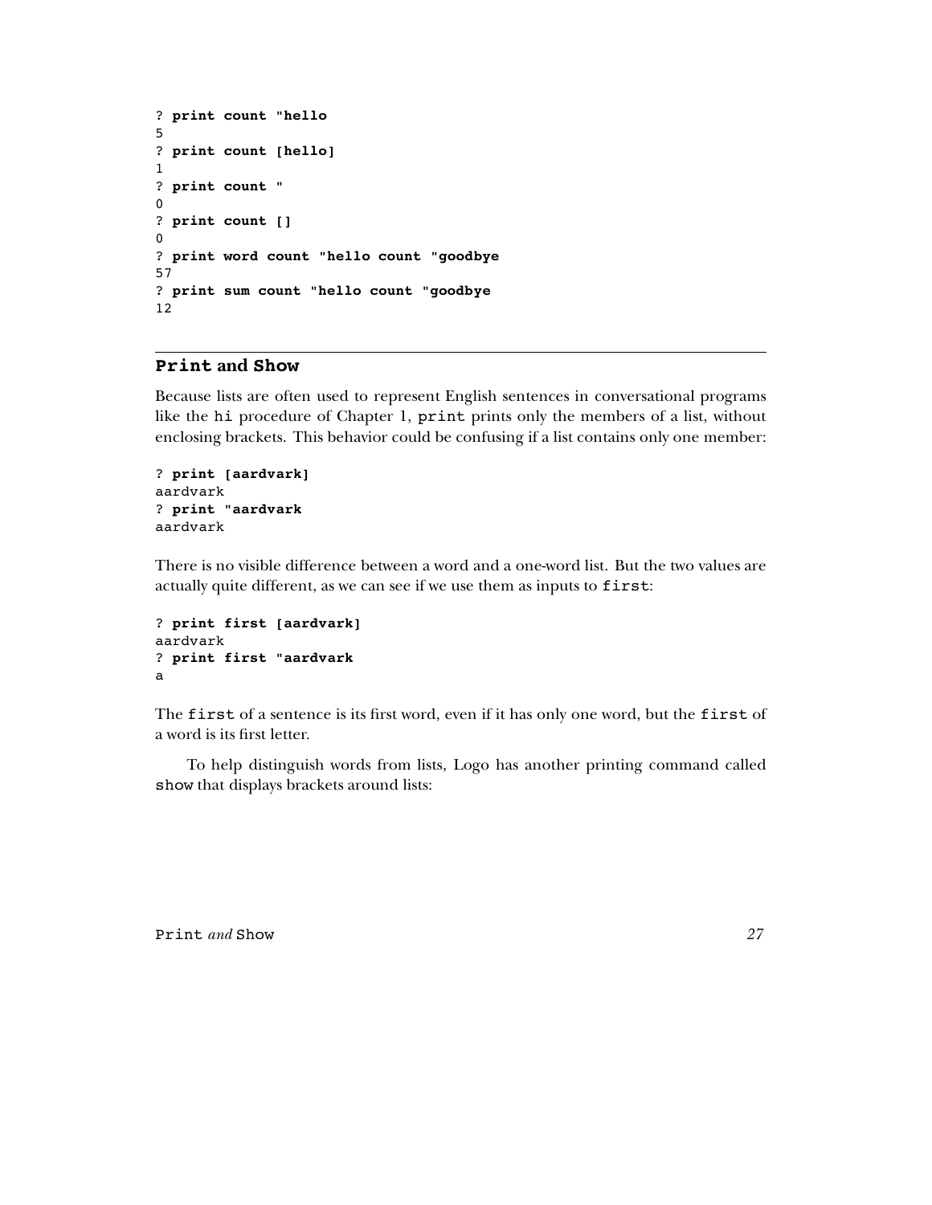```
? print count "hello
5
? print count [hello]
1
? print count "
0
? print count []
0
? print word count "hello count "goodbye
57
? print sum count "hello count "goodbye
12
```

## `Print` and `Show`

Because lists are often used to represent English sentences in conversational programs like the `hi` procedure of Chapter 1, `print` prints only the members of a list, without enclosing brackets. This behavior could be confusing if a list contains only one member:

```
? print [aardvark]
aardvark
? print "aardvark
aardvark
```

There is no visible difference between a word and a one-word list. But the two values are actually quite different, as we can see if we use them as inputs to `first`:

```
? print first [aardvark]
aardvark
? print first "aardvark
a
```

The `first` of a sentence is its first word, even if it has only one word, but the `first` of a word is its first letter.

To help distinguish words from lists, Logo has another printing command called `show` that displays brackets around lists: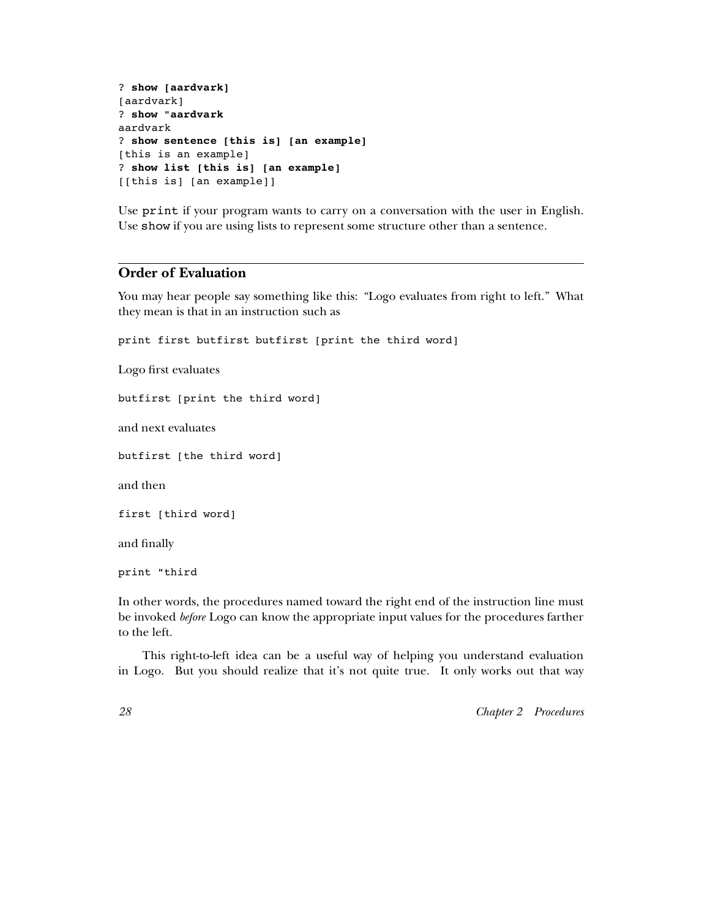```
? show [aardvark]
[aardvark]
? show "aardvark
aardvark
? show sentence [this is] [an example]
[this is an example]
? show list [this is] [an example]
[[this is] [an example]]
```

Use `print` if your program wants to carry on a conversation with the user in English. Use `show` if you are using lists to represent some structure other than a sentence.

## Order of Evaluation

You may hear people say something like this: "Logo evaluates from right to left." What they mean is that in an instruction such as

```
print first butfirst butfirst [print the third word]
```

Logo first evaluates

```
butfirst [print the third word]
```

and next evaluates

```
butfirst [the third word]
```

and then

```
first [third word]
```

and finally

```
print "third
```

In other words, the procedures named toward the right end of the instruction line must be invoked *before* Logo can know the appropriate input values for the procedures farther to the left.

This right-to-left idea can be a useful way of helping you understand evaluation in Logo. But you should realize that it's not quite true. It only works out that way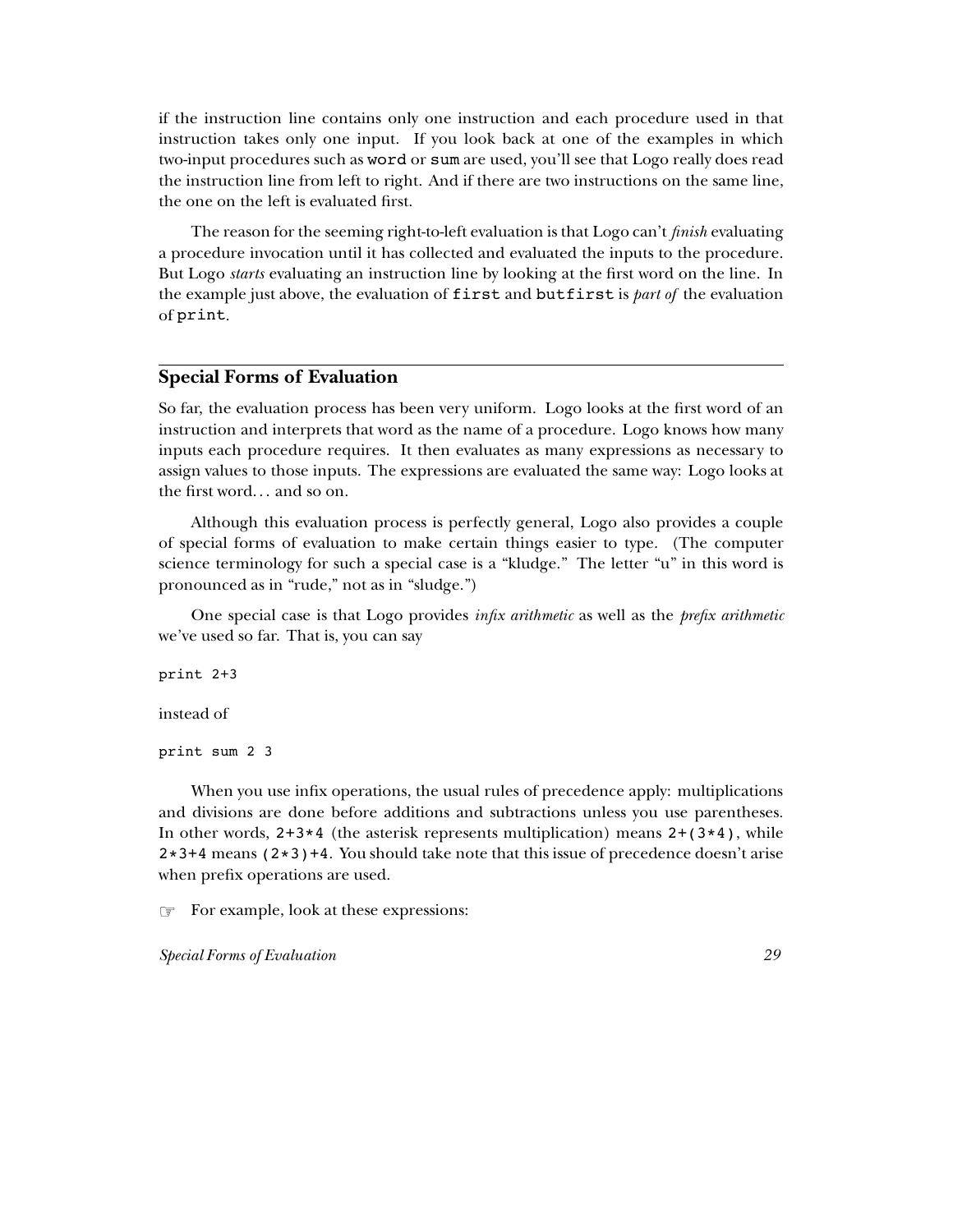if the instruction line contains only one instruction and each procedure used in that instruction takes only one input. If you look back at one of the examples in which two-input procedures such as `word` or `sum` are used, you'll see that Logo really does read the instruction line from left to right. And if there are two instructions on the same line, the one on the left is evaluated first.

The reason for the seeming right-to-left evaluation is that Logo can't *finish* evaluating a procedure invocation until it has collected and evaluated the inputs to the procedure. But Logo *starts* evaluating an instruction line by looking at the first word on the line. In the example just above, the evaluation of `first` and `butfirst` is *part of* the evaluation of `print`.

## Special Forms of Evaluation

So far, the evaluation process has been very uniform. Logo looks at the first word of an instruction and interprets that word as the name of a procedure. Logo knows how many inputs each procedure requires. It then evaluates as many expressions as necessary to assign values to those inputs. The expressions are evaluated the same way: Logo looks at the first word. . . and so on.

Although this evaluation process is perfectly general, Logo also provides a couple of special forms of evaluation to make certain things easier to type. (The computer science terminology for such a special case is a "kludge." The letter "u" in this word is pronounced as in "rude," not as in "sludge.")

One special case is that Logo provides *infix arithmetic* as well as the *prefix arithmetic* we've used so far. That is, you can say

```
print 2+3
```

instead of

```
print sum 2 3
```

When you use infix operations, the usual rules of precedence apply: multiplications and divisions are done before additions and subtractions unless you use parentheses. In other words, `2+3*4` (the asterisk represents multiplication) means `2+(3*4)`, while `2*3+4` means `(2*3)+4`. You should take note that this issue of precedence doesn't arise when prefix operations are used.

☞ For example, look at these expressions: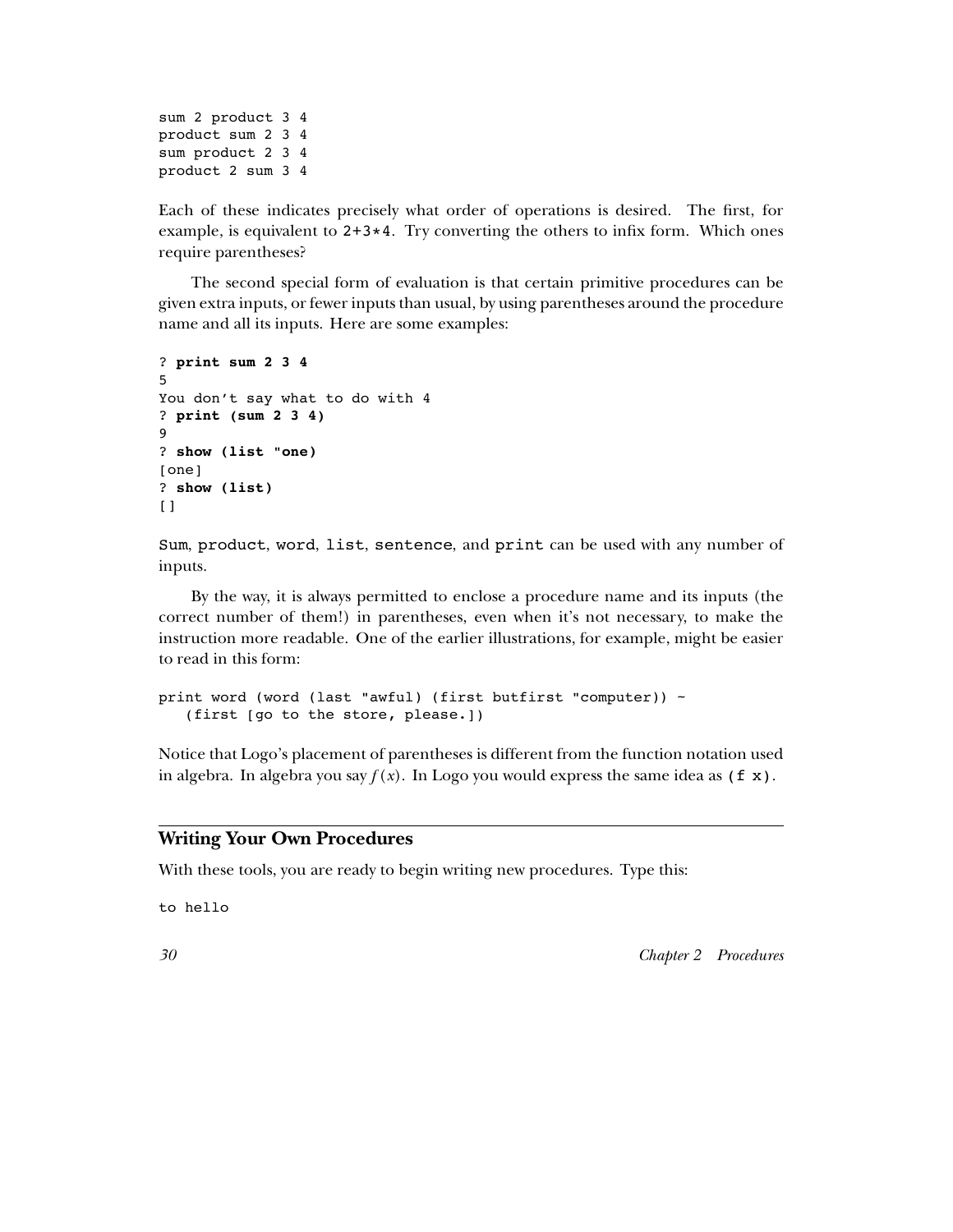```
sum 2 product 3 4
product sum 2 3 4
sum product 2 3 4
product 2 sum 3 4
```

Each of these indicates precisely what order of operations is desired. The first, for example, is equivalent to `2+3*4`. Try converting the others to infix form. Which ones require parentheses?

The second special form of evaluation is that certain primitive procedures can be given extra inputs, or fewer inputs than usual, by using parentheses around the procedure name and all its inputs. Here are some examples:

```
? print sum 2 3 4
5
You don't say what to do with 4
? print (sum 2 3 4)
9
? show (list "one)
[one]
? show (list)
[]
```

`Sum`, `product`, `word`, `list`, `sentence`, and `print` can be used with any number of inputs.

By the way, it is always permitted to enclose a procedure name and its inputs (the correct number of them!) in parentheses, even when it's not necessary, to make the instruction more readable. One of the earlier illustrations, for example, might be easier to read in this form:

```
print word (word (last "awful) (first butfirst "computer)) ~
   (first [go to the store, please.])
```

Notice that Logo's placement of parentheses is different from the function notation used in algebra. In algebra you say $f(x)$. In Logo you would express the same idea as `(f x)`.

## Writing Your Own Procedures

With these tools, you are ready to begin writing new procedures. Type this:

```
to hello
```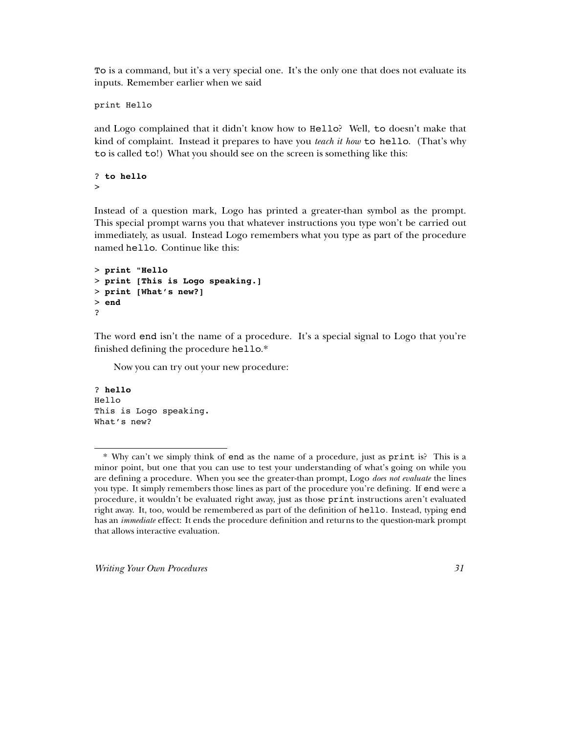`To` is a command, but it's a very special one. It's the only one that does not evaluate its inputs. Remember earlier when we said

```
print Hello
```

and Logo complained that it didn't know how to `Hello`? Well, `to` doesn't make that kind of complaint. Instead it prepares to have you *teach it how* `to hello`. (That's why `to` is called `to`!) What you should see on the screen is something like this:

```
? to hello
>
```

Instead of a question mark, Logo has printed a greater-than symbol as the prompt. This special prompt warns you that whatever instructions you type won't be carried out immediately, as usual. Instead Logo remembers what you type as part of the procedure named `hello`. Continue like this:

```
> print "Hello
> print [This is Logo speaking.]
> print [What's new?]
> end
?
```

The word `end` isn't the name of a procedure. It's a special signal to Logo that you're finished defining the procedure `hello`.*

Now you can try out your new procedure:

```
? hello
Hello
This is Logo speaking.
What's new?
```

* Why can't we simply think of `end` as the name of a procedure, just as `print` is? This is a minor point, but one that you can use to test your understanding of what's going on while you are defining a procedure. When you see the greater-than prompt, Logo *does not evaluate* the lines you type. It simply remembers those lines as part of the procedure you're defining. If `end` were a procedure, it wouldn't be evaluated right away, just as those `print` instructions aren't evaluated right away. It, too, would be remembered as part of the definition of `hello`. Instead, typing `end` has an *immediate* effect: It ends the procedure definition and returns to the question-mark prompt that allows interactive evaluation.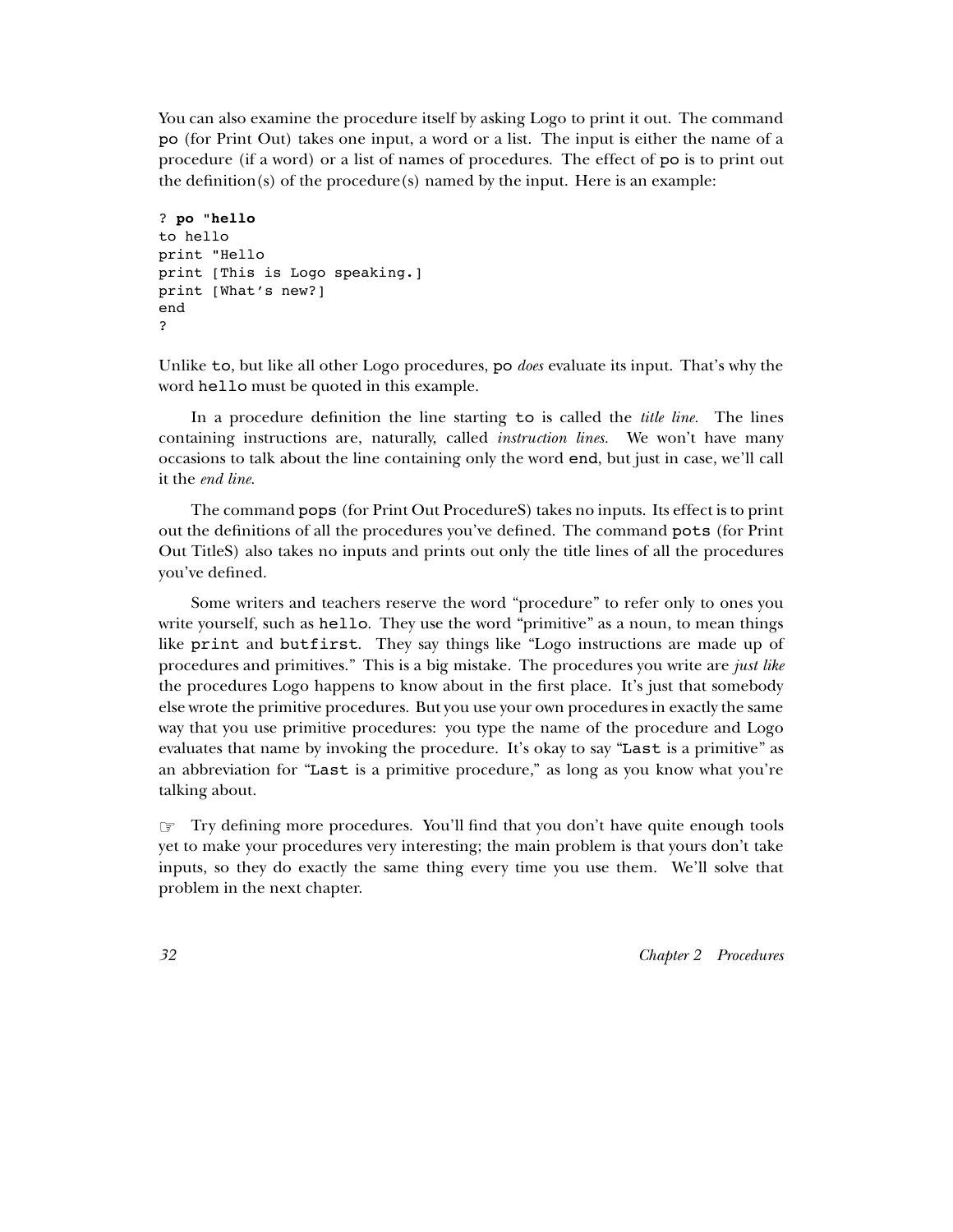You can also examine the procedure itself by asking Logo to print it out. The command `po` (for Print Out) takes one input, a word or a list. The input is either the name of a procedure (if a word) or a list of names of procedures. The effect of `po` is to print out the definition(s) of the procedure(s) named by the input. Here is an example:

```
? po "hello
to hello
print "Hello
print [This is Logo speaking.]
print [What's new?]
end
?
```

Unlike `to`, but like all other Logo procedures, `po` *does* evaluate its input. That's why the word `hello` must be quoted in this example.

In a procedure definition the line starting `to` is called the *title line.* The lines containing instructions are, naturally, called *instruction lines.* We won't have many occasions to talk about the line containing only the word `end`, but just in case, we'll call it the *end line.*

The command `pops` (for Print Out ProcedureS) takes no inputs. Its effect is to print out the definitions of all the procedures you've defined. The command `pots` (for Print Out TitleS) also takes no inputs and prints out only the title lines of all the procedures you've defined.

Some writers and teachers reserve the word "procedure" to refer only to ones you write yourself, such as `hello`. They use the word "primitive" as a noun, to mean things like `print` and `butfirst`. They say things like "Logo instructions are made up of procedures and primitives." This is a big mistake. The procedures you write are *just like* the procedures Logo happens to know about in the first place. It's just that somebody else wrote the primitive procedures. But you use your own procedures in exactly the same way that you use primitive procedures: you type the name of the procedure and Logo evaluates that name by invoking the procedure. It's okay to say "`Last` is a primitive" as an abbreviation for "`Last` is a primitive procedure," as long as you know what you're talking about.

☞ Try defining more procedures. You'll find that you don't have quite enough tools yet to make your procedures very interesting; the main problem is that yours don't take inputs, so they do exactly the same thing every time you use them. We'll solve that problem in the next chapter.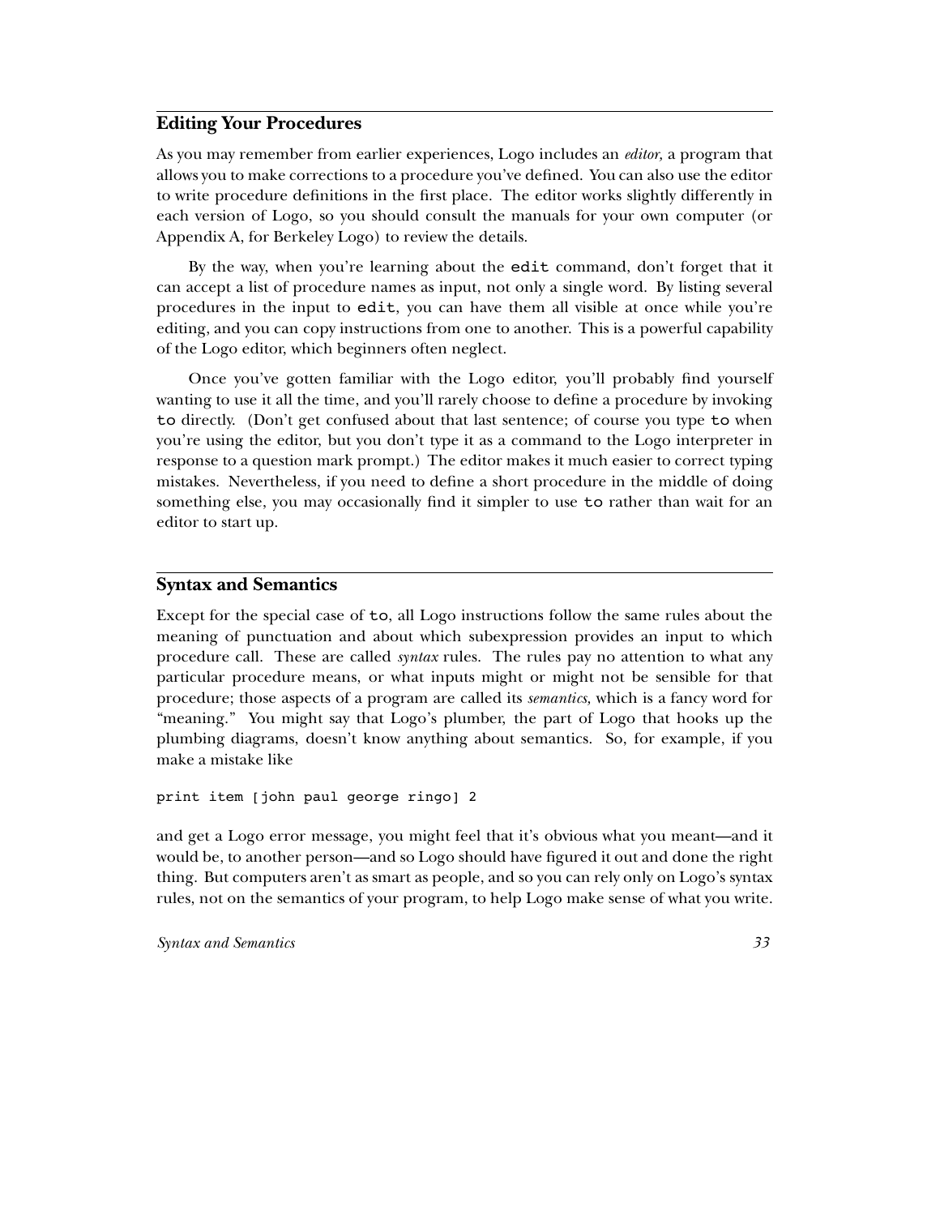## Editing Your Procedures

As you may remember from earlier experiences, Logo includes an *editor,* a program that allows you to make corrections to a procedure you've defined. You can also use the editor to write procedure definitions in the first place. The editor works slightly differently in each version of Logo, so you should consult the manuals for your own computer (or Appendix A, for Berkeley Logo) to review the details.

By the way, when you're learning about the `edit` command, don't forget that it can accept a list of procedure names as input, not only a single word. By listing several procedures in the input to `edit`, you can have them all visible at once while you're editing, and you can copy instructions from one to another. This is a powerful capability of the Logo editor, which beginners often neglect.

Once you've gotten familiar with the Logo editor, you'll probably find yourself wanting to use it all the time, and you'll rarely choose to define a procedure by invoking `to` directly. (Don't get confused about that last sentence; of course you type `to` when you're using the editor, but you don't type it as a command to the Logo interpreter in response to a question mark prompt.) The editor makes it much easier to correct typing mistakes. Nevertheless, if you need to define a short procedure in the middle of doing something else, you may occasionally find it simpler to use `to` rather than wait for an editor to start up.

## Syntax and Semantics

Except for the special case of `to`, all Logo instructions follow the same rules about the meaning of punctuation and about which subexpression provides an input to which procedure call. These are called *syntax* rules. The rules pay no attention to what any particular procedure means, or what inputs might or might not be sensible for that procedure; those aspects of a program are called its *semantics,* which is a fancy word for "meaning." You might say that Logo's plumber, the part of Logo that hooks up the plumbing diagrams, doesn't know anything about semantics. So, for example, if you make a mistake like

```
print item [john paul george ringo] 2
```

and get a Logo error message, you might feel that it's obvious what you meant—and it would be, to another person—and so Logo should have figured it out and done the right thing. But computers aren't as smart as people, and so you can rely only on Logo's syntax rules, not on the semantics of your program, to help Logo make sense of what you write.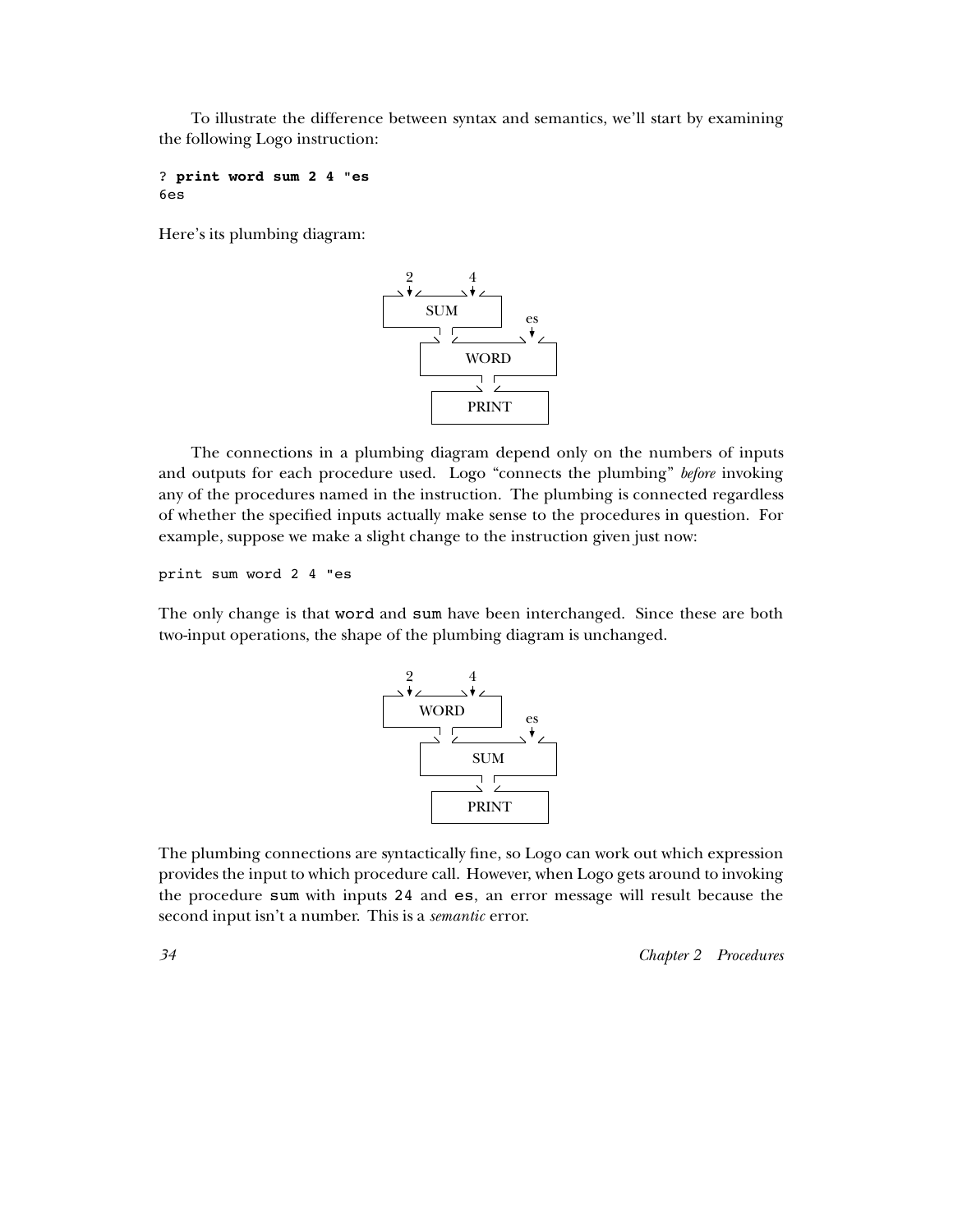To illustrate the difference between syntax and semantics, we'll start by examining the following Logo instruction:

```
? print word sum 2 4 "es
6es
```

Here's its plumbing diagram:

```
  2         4
  ↓         ↓
┌──────────────┐
│     SUM      │      es
└──────────────┘      ↓
     ┌──────────────────┐
     │       WORD       │
     └──────────────────┘
             ↓
       ┌──────────────┐
       │    PRINT     │
       └──────────────┘
```

The connections in a plumbing diagram depend only on the numbers of inputs and outputs for each procedure used. Logo "connects the plumbing" *before* invoking any of the procedures named in the instruction. The plumbing is connected regardless of whether the specified inputs actually make sense to the procedures in question. For example, suppose we make a slight change to the instruction given just now:

```
print sum word 2 4 "es
```

The only change is that `word` and `sum` have been interchanged. Since these are both two-input operations, the shape of the plumbing diagram is unchanged.

```
  2         4
  ↓         ↓
┌──────────────┐
│     WORD     │      es
└──────────────┘      ↓
     ┌──────────────────┐
     │       SUM        │
     └──────────────────┘
             ↓
       ┌──────────────┐
       │    PRINT     │
       └──────────────┘
```

The plumbing connections are syntactically fine, so Logo can work out which expression provides the input to which procedure call. However, when Logo gets around to invoking the procedure `sum` with inputs `24` and `es`, an error message will result because the second input isn't a number. This is a *semantic* error.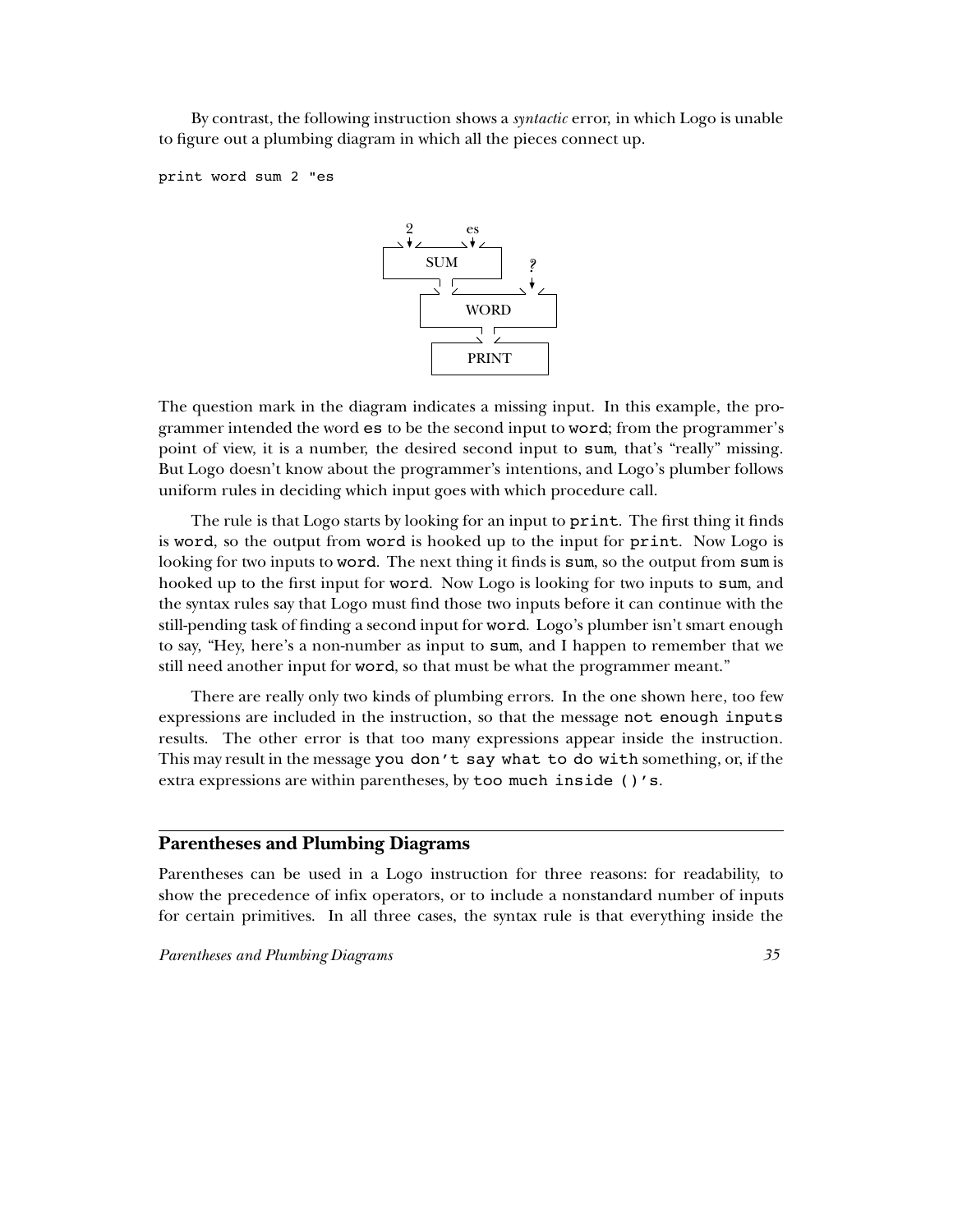By contrast, the following instruction shows a *syntactic* error, in which Logo is unable to figure out a plumbing diagram in which all the pieces connect up.

```
print word sum 2 "es
```

2
es
SUM
?
WORD
PRINT

The question mark in the diagram indicates a missing input. In this example, the programmer intended the word `es` to be the second input to `word`; from the programmer's point of view, it is a number, the desired second input to `sum`, that's "really" missing. But Logo doesn't know about the programmer's intentions, and Logo's plumber follows uniform rules in deciding which input goes with which procedure call.

The rule is that Logo starts by looking for an input to `print`. The first thing it finds is `word`, so the output from `word` is hooked up to the input for `print`. Now Logo is looking for two inputs to `word`. The next thing it finds is `sum`, so the output from `sum` is hooked up to the first input for `word`. Now Logo is looking for two inputs to `sum`, and the syntax rules say that Logo must find those two inputs before it can continue with the still-pending task of finding a second input for `word`. Logo's plumber isn't smart enough to say, "Hey, here's a non-number as input to `sum`, and I happen to remember that we still need another input for `word`, so that must be what the programmer meant."

There are really only two kinds of plumbing errors. In the one shown here, too few expressions are included in the instruction, so that the message `not enough inputs` results. The other error is that too many expressions appear inside the instruction. This may result in the message `you don't say what to do with` something, or, if the extra expressions are within parentheses, by `too much inside ()'s`.

## Parentheses and Plumbing Diagrams

Parentheses can be used in a Logo instruction for three reasons: for readability, to show the precedence of infix operators, or to include a nonstandard number of inputs for certain primitives. In all three cases, the syntax rule is that everything inside the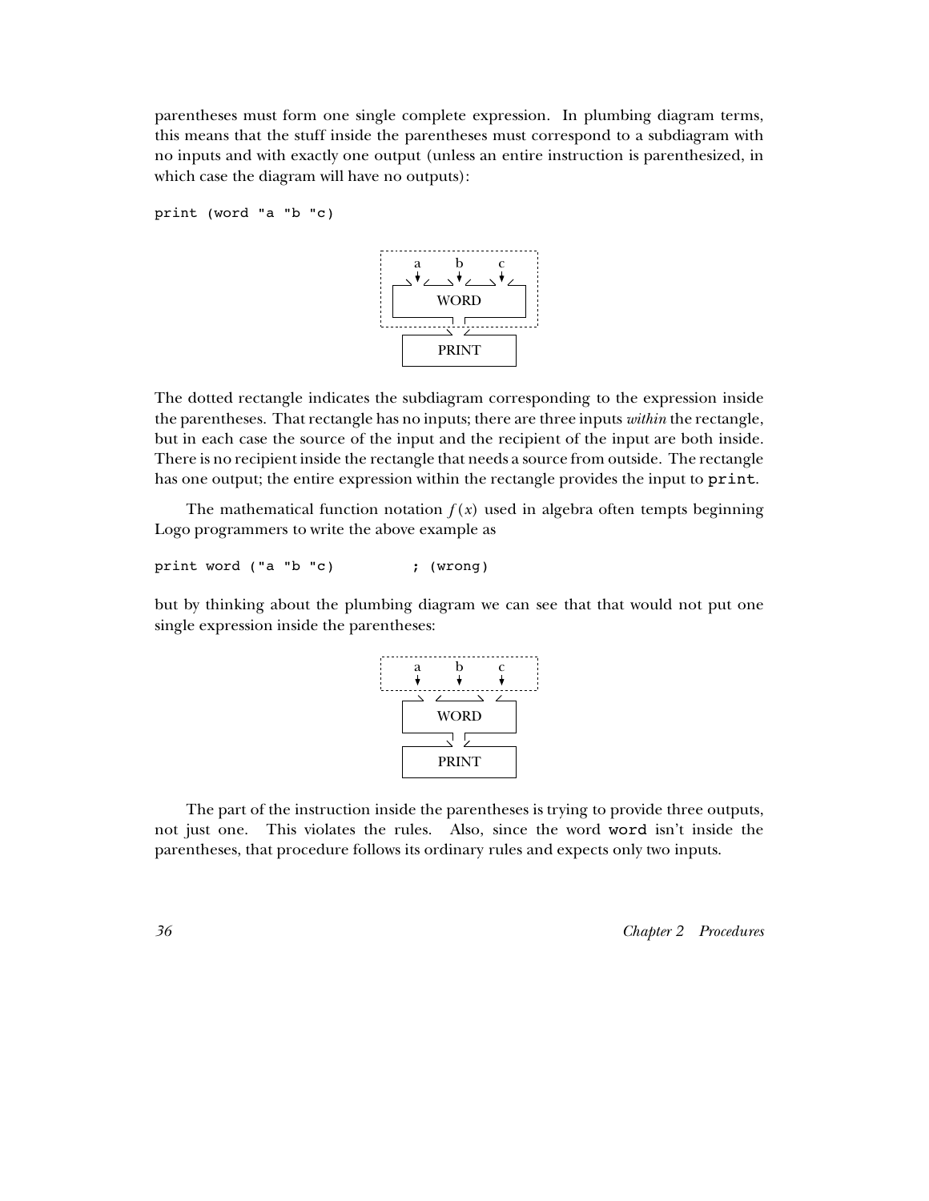parentheses must form one single complete expression. In plumbing diagram terms, this means that the stuff inside the parentheses must correspond to a subdiagram with no inputs and with exactly one output (unless an entire instruction is parenthesized, in which case the diagram will have no outputs):

```
print (word "a "b "c)
```

The dotted rectangle indicates the subdiagram corresponding to the expression inside the parentheses. That rectangle has no inputs; there are three inputs *within* the rectangle, but in each case the source of the input and the recipient of the input are both inside. There is no recipient inside the rectangle that needs a source from outside. The rectangle has one output; the entire expression within the rectangle provides the input to `print`.

The mathematical function notation $f(x)$ used in algebra often tempts beginning Logo programmers to write the above example as

```
print word ("a "b "c)          ; (wrong)
```

but by thinking about the plumbing diagram we can see that that would not put one single expression inside the parentheses:

The part of the instruction inside the parentheses is trying to provide three outputs, not just one. This violates the rules. Also, since the word `word` isn't inside the parentheses, that procedure follows its ordinary rules and expects only two inputs.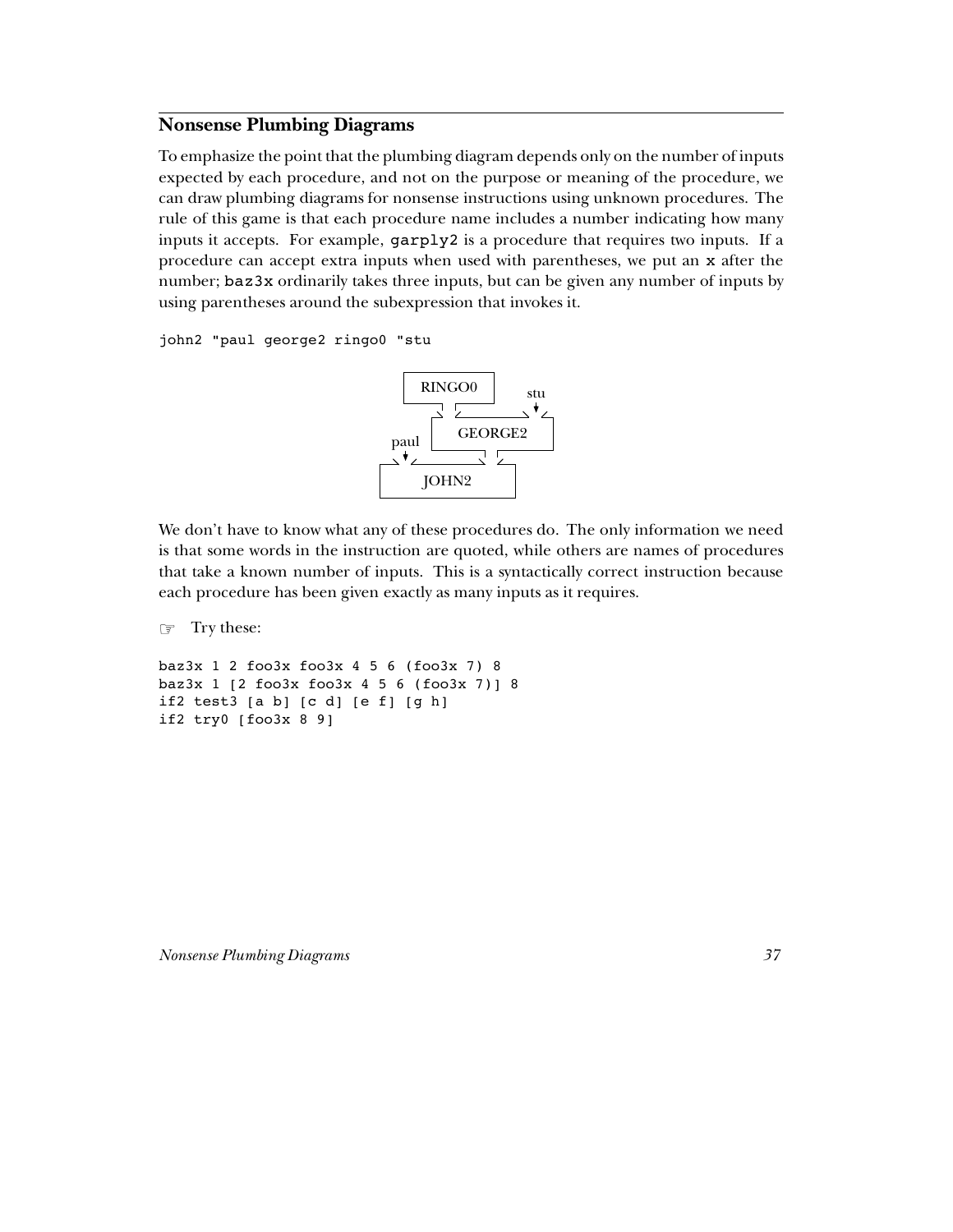## Nonsense Plumbing Diagrams

To emphasize the point that the plumbing diagram depends only on the number of inputs expected by each procedure, and not on the purpose or meaning of the procedure, we can draw plumbing diagrams for nonsense instructions using unknown procedures. The rule of this game is that each procedure name includes a number indicating how many inputs it accepts. For example, `garply2` is a procedure that requires two inputs. If a procedure can accept extra inputs when used with parentheses, we put an `x` after the number; `baz3x` ordinarily takes three inputs, but can be given any number of inputs by using parentheses around the subexpression that invokes it.

```
john2 "paul george2 ringo0 "stu
```

RINGO0
stu
GEORGE2
paul
JOHN2

We don't have to know what any of these procedures do. The only information we need is that some words in the instruction are quoted, while others are names of procedures that take a known number of inputs. This is a syntactically correct instruction because each procedure has been given exactly as many inputs as it requires.

☞ Try these:

```
baz3x 1 2 foo3x foo3x 4 5 6 (foo3x 7) 8
baz3x 1 [2 foo3x foo3x 4 5 6 (foo3x 7)] 8
if2 test3 [a b] [c d] [e f] [g h]
if2 try0 [foo3x 8 9]
```